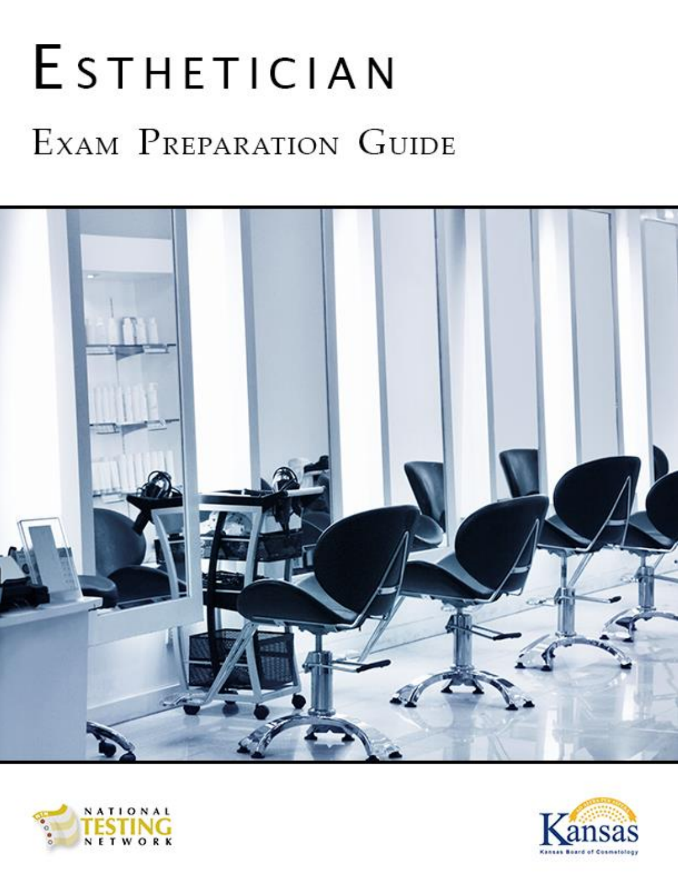# Esthetician

## Exam Preparation Guide

National Testing Network

Kansas

Kansas Board of Cosmetology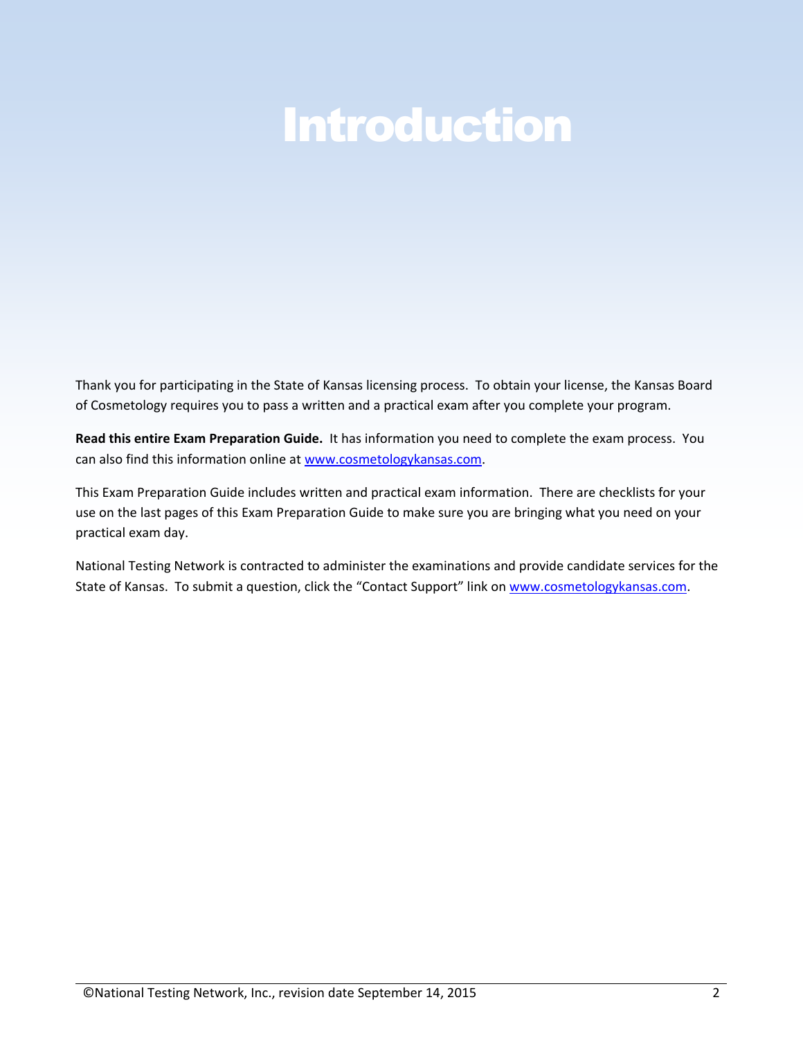# Introduction

Thank you for participating in the State of Kansas licensing process. To obtain your license, the Kansas Board of Cosmetology requires you to pass a written and a practical exam after you complete your program.

**Read this entire Exam Preparation Guide.** It has information you need to complete the exam process. You can also find this information online at www.cosmetologykansas.com.

This Exam Preparation Guide includes written and practical exam information. There are checklists for your use on the last pages of this Exam Preparation Guide to make sure you are bringing what you need on your practical exam day.

National Testing Network is contracted to administer the examinations and provide candidate services for the State of Kansas. To submit a question, click the "Contact Support" link on www.cosmetologykansas.com.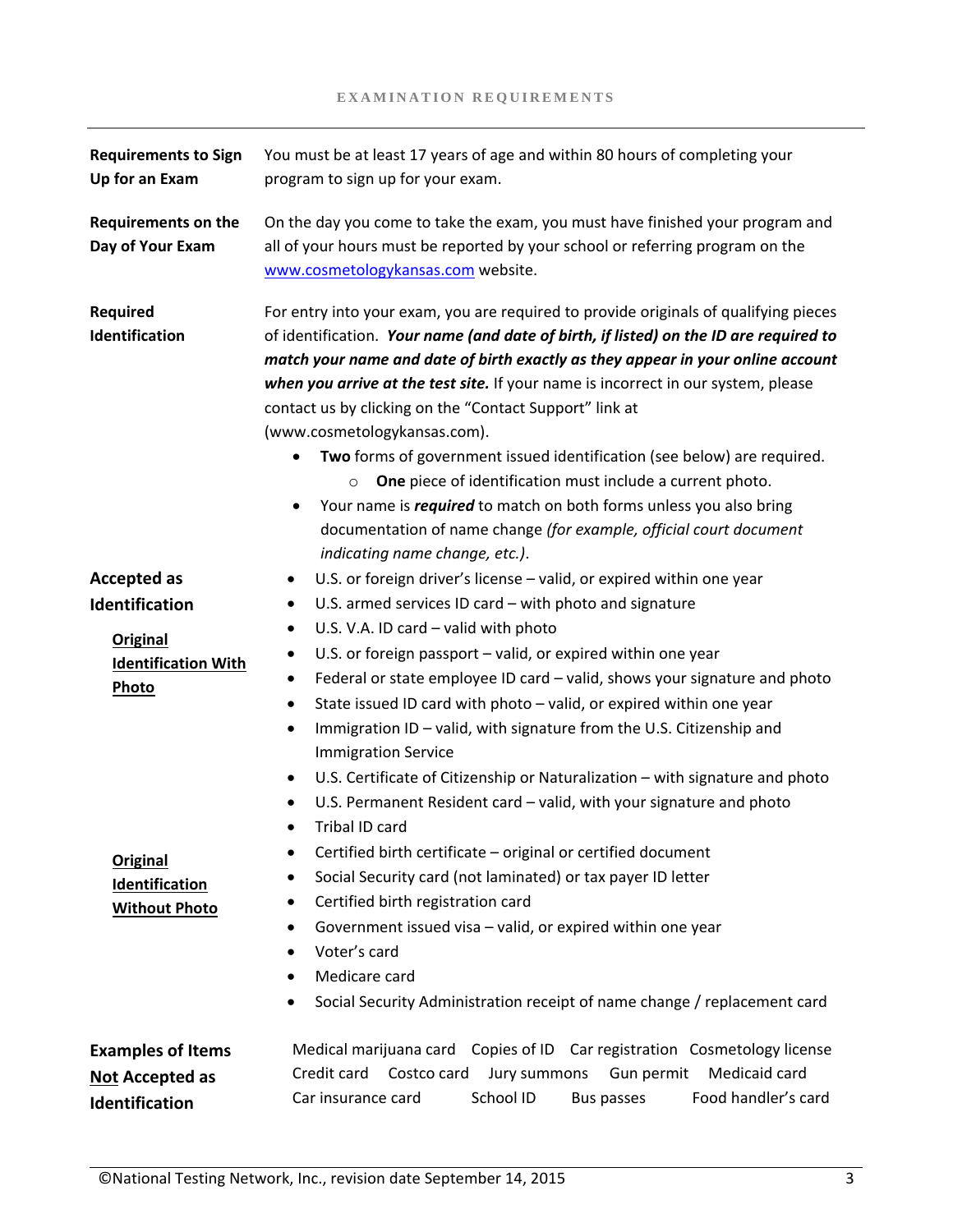# EXAMINATION REQUIREMENTS

**Requirements to Sign Up for an Exam**

You must be at least 17 years of age and within 80 hours of completing your program to sign up for your exam.

**Requirements on the Day of Your Exam**

On the day you come to take the exam, you must have finished your program and all of your hours must be reported by your school or referring program on the www.cosmetologykansas.com website.

**Required Identification**

For entry into your exam, you are required to provide originals of qualifying pieces of identification. ***Your name (and date of birth, if listed) on the ID are required to match your name and date of birth exactly as they appear in your online account when you arrive at the test site.*** If your name is incorrect in our system, please contact us by clicking on the "Contact Support" link at (www.cosmetologykansas.com).

- **Two** forms of government issued identification (see below) are required.
  - **One** piece of identification must include a current photo.
- Your name is ***required*** to match on both forms unless you also bring documentation of name change *(for example, official court document indicating name change, etc.)*.

**Accepted as Identification**

**Original Identification With Photo**

- U.S. or foreign driver's license – valid, or expired within one year
- U.S. armed services ID card – with photo and signature
- U.S. V.A. ID card – valid with photo
- U.S. or foreign passport – valid, or expired within one year
- Federal or state employee ID card – valid, shows your signature and photo
- State issued ID card with photo – valid, or expired within one year
- Immigration ID – valid, with signature from the U.S. Citizenship and Immigration Service
- U.S. Certificate of Citizenship or Naturalization – with signature and photo
- U.S. Permanent Resident card – valid, with your signature and photo
- Tribal ID card

**Original Identification Without Photo**

- Certified birth certificate – original or certified document
- Social Security card (not laminated) or tax payer ID letter
- Certified birth registration card
- Government issued visa – valid, or expired within one year
- Voter's card
- Medicare card
- Social Security Administration receipt of name change / replacement card

**Examples of Items Not Accepted as Identification**

| | | | |
|---|---|---|---|
| Medical marijuana card | Copies of ID | Car registration | Cosmetology license |
| Credit card | Costco card | Jury summons | Gun permit | 
| Medicaid card | Car insurance card | School ID | Bus passes |
| Food handler's card | | | |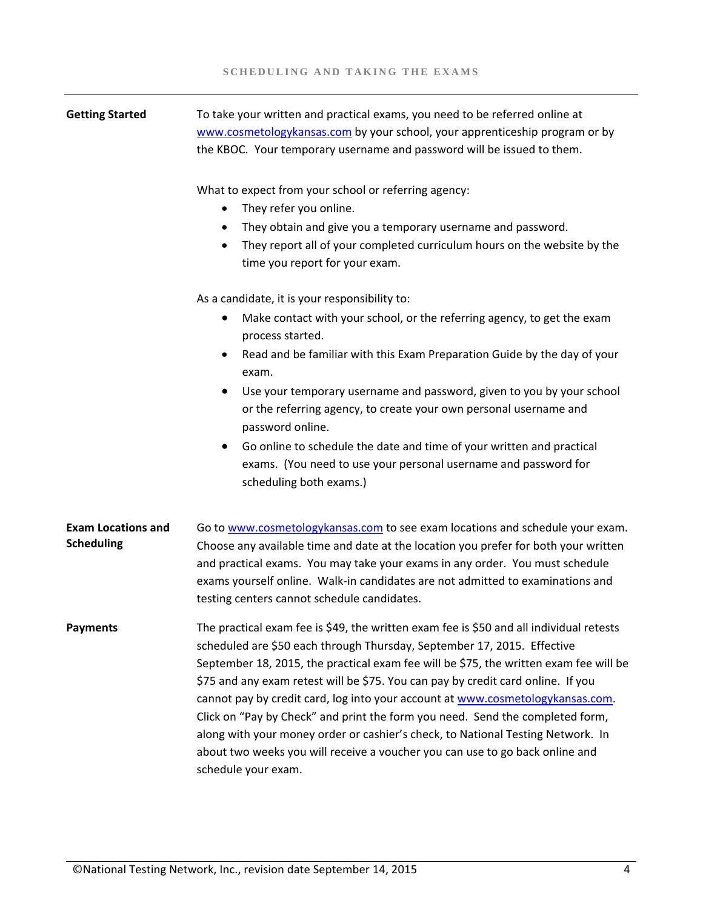# SCHEDULING AND TAKING THE EXAMS

## Getting Started

To take your written and practical exams, you need to be referred online at www.cosmetologykansas.com by your school, your apprenticeship program or by the KBOC. Your temporary username and password will be issued to them.

What to expect from your school or referring agency:

- They refer you online.
- They obtain and give you a temporary username and password.
- They report all of your completed curriculum hours on the website by the time you report for your exam.

As a candidate, it is your responsibility to:

- Make contact with your school, or the referring agency, to get the exam process started.
- Read and be familiar with this Exam Preparation Guide by the day of your exam.
- Use your temporary username and password, given to you by your school or the referring agency, to create your own personal username and password online.
- Go online to schedule the date and time of your written and practical exams. (You need to use your personal username and password for scheduling both exams.)

## Exam Locations and Scheduling

Go to www.cosmetologykansas.com to see exam locations and schedule your exam. Choose any available time and date at the location you prefer for both your written and practical exams. You may take your exams in any order. You must schedule exams yourself online. Walk-in candidates are not admitted to examinations and testing centers cannot schedule candidates.

## Payments

The practical exam fee is $49, the written exam fee is $50 and all individual retests scheduled are $50 each through Thursday, September 17, 2015. Effective September 18, 2015, the practical exam fee will be $75, the written exam fee will be $75 and any exam retest will be $75. You can pay by credit card online. If you cannot pay by credit card, log into your account at www.cosmetologykansas.com. Click on "Pay by Check" and print the form you need. Send the completed form, along with your money order or cashier's check, to National Testing Network. In about two weeks you will receive a voucher you can use to go back online and schedule your exam.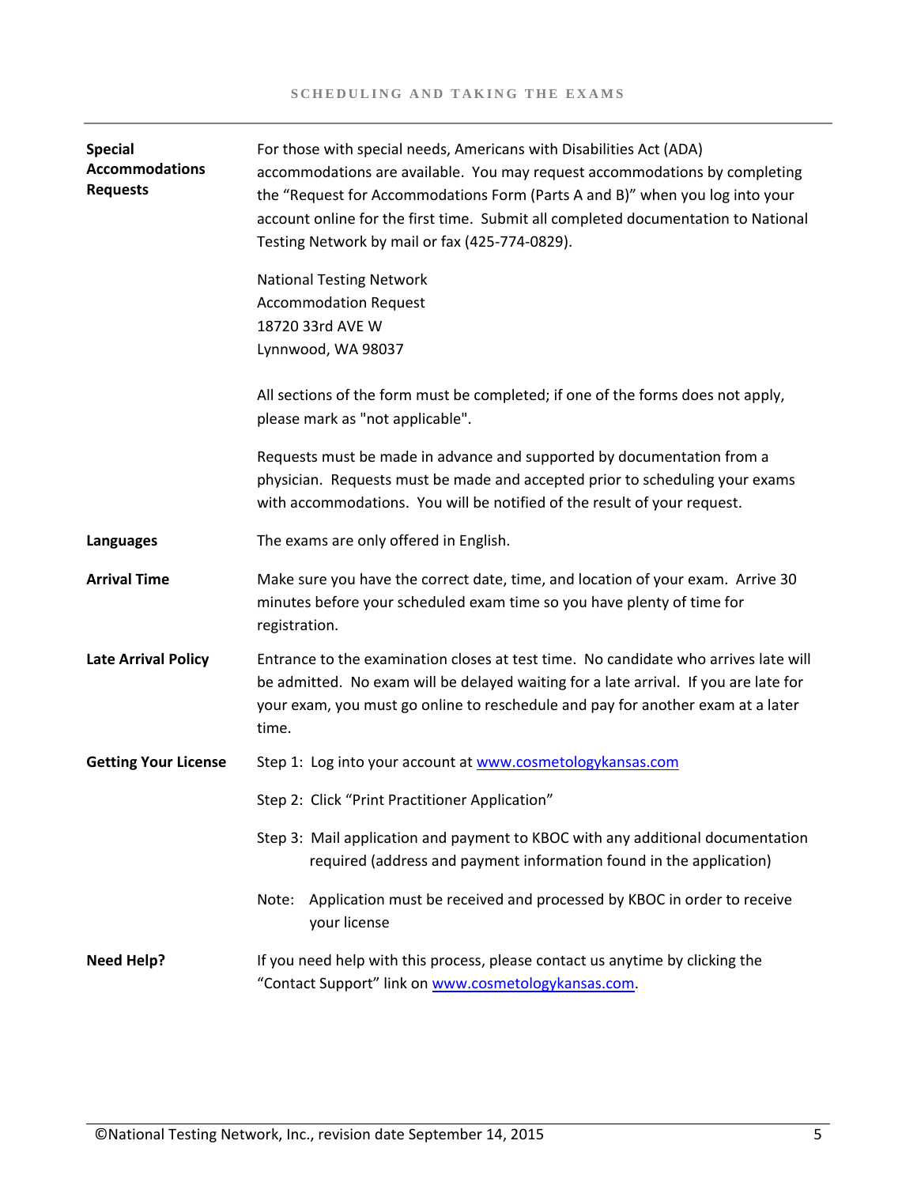**Special Accommodations Requests**

For those with special needs, Americans with Disabilities Act (ADA) accommodations are available. You may request accommodations by completing the "Request for Accommodations Form (Parts A and B)" when you log into your account online for the first time. Submit all completed documentation to National Testing Network by mail or fax (425-774-0829).

National Testing Network
Accommodation Request
18720 33rd AVE W
Lynnwood, WA 98037

All sections of the form must be completed; if one of the forms does not apply, please mark as "not applicable".

Requests must be made in advance and supported by documentation from a physician. Requests must be made and accepted prior to scheduling your exams with accommodations. You will be notified of the result of your request.

**Languages**

The exams are only offered in English.

**Arrival Time**

Make sure you have the correct date, time, and location of your exam. Arrive 30 minutes before your scheduled exam time so you have plenty of time for registration.

**Late Arrival Policy**

Entrance to the examination closes at test time. No candidate who arrives late will be admitted. No exam will be delayed waiting for a late arrival. If you are late for your exam, you must go online to reschedule and pay for another exam at a later time.

**Getting Your License**

Step 1: Log into your account at www.cosmetologykansas.com

Step 2: Click "Print Practitioner Application"

Step 3: Mail application and payment to KBOC with any additional documentation required (address and payment information found in the application)

Note: Application must be received and processed by KBOC in order to receive your license

**Need Help?**

If you need help with this process, please contact us anytime by clicking the "Contact Support" link on www.cosmetologykansas.com.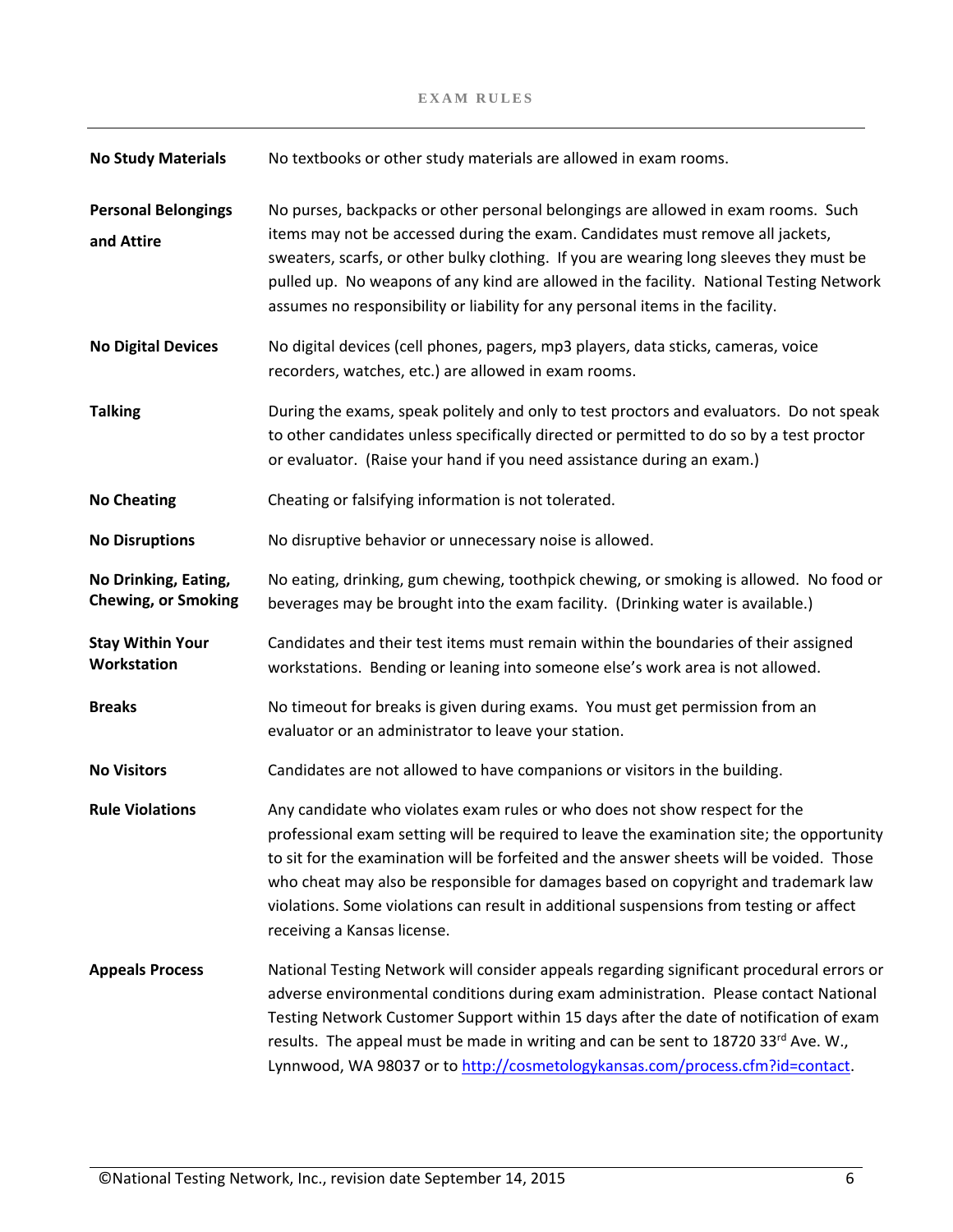## EXAM RULES

| | |
|---|---|
| **No Study Materials** | No textbooks or other study materials are allowed in exam rooms. |
| **Personal Belongings and Attire** | No purses, backpacks or other personal belongings are allowed in exam rooms. Such items may not be accessed during the exam. Candidates must remove all jackets, sweaters, scarfs, or other bulky clothing. If you are wearing long sleeves they must be pulled up. No weapons of any kind are allowed in the facility. National Testing Network assumes no responsibility or liability for any personal items in the facility. |
| **No Digital Devices** | No digital devices (cell phones, pagers, mp3 players, data sticks, cameras, voice recorders, watches, etc.) are allowed in exam rooms. |
| **Talking** | During the exams, speak politely and only to test proctors and evaluators. Do not speak to other candidates unless specifically directed or permitted to do so by a test proctor or evaluator. (Raise your hand if you need assistance during an exam.) |
| **No Cheating** | Cheating or falsifying information is not tolerated. |
| **No Disruptions** | No disruptive behavior or unnecessary noise is allowed. |
| **No Drinking, Eating, Chewing, or Smoking** | No eating, drinking, gum chewing, toothpick chewing, or smoking is allowed. No food or beverages may be brought into the exam facility. (Drinking water is available.) |
| **Stay Within Your Workstation** | Candidates and their test items must remain within the boundaries of their assigned workstations. Bending or leaning into someone else's work area is not allowed. |
| **Breaks** | No timeout for breaks is given during exams. You must get permission from an evaluator or an administrator to leave your station. |
| **No Visitors** | Candidates are not allowed to have companions or visitors in the building. |
| **Rule Violations** | Any candidate who violates exam rules or who does not show respect for the professional exam setting will be required to leave the examination site; the opportunity to sit for the examination will be forfeited and the answer sheets will be voided. Those who cheat may also be responsible for damages based on copyright and trademark law violations. Some violations can result in additional suspensions from testing or affect receiving a Kansas license. |
| **Appeals Process** | National Testing Network will consider appeals regarding significant procedural errors or adverse environmental conditions during exam administration. Please contact National Testing Network Customer Support within 15 days after the date of notification of exam results. The appeal must be made in writing and can be sent to 18720 33rd Ave. W., Lynnwood, WA 98037 or to http://cosmetologykansas.com/process.cfm?id=contact. |

©National Testing Network, Inc., revision date September 14, 2015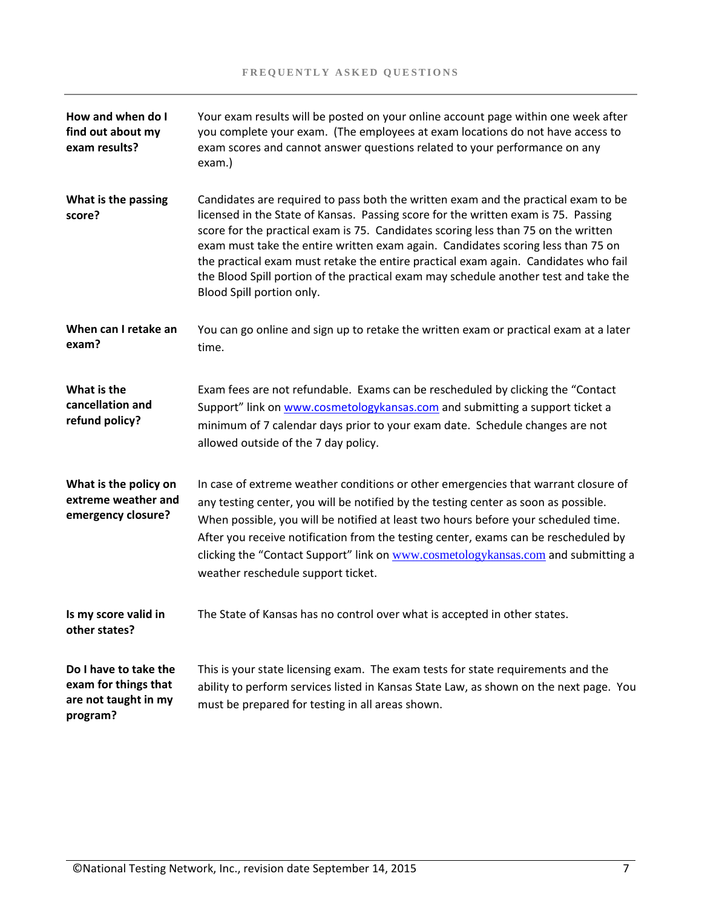# FREQUENTLY ASKED QUESTIONS

| | |
|---|---|
| **How and when do I find out about my exam results?** | Your exam results will be posted on your online account page within one week after you complete your exam. (The employees at exam locations do not have access to exam scores and cannot answer questions related to your performance on any exam.) |
| **What is the passing score?** | Candidates are required to pass both the written exam and the practical exam to be licensed in the State of Kansas. Passing score for the written exam is 75. Passing score for the practical exam is 75. Candidates scoring less than 75 on the written exam must take the entire written exam again. Candidates scoring less than 75 on the practical exam must retake the entire practical exam again. Candidates who fail the Blood Spill portion of the practical exam may schedule another test and take the Blood Spill portion only. |
| **When can I retake an exam?** | You can go online and sign up to retake the written exam or practical exam at a later time. |
| **What is the cancellation and refund policy?** | Exam fees are not refundable. Exams can be rescheduled by clicking the "Contact Support" link on www.cosmetologykansas.com and submitting a support ticket a minimum of 7 calendar days prior to your exam date. Schedule changes are not allowed outside of the 7 day policy. |
| **What is the policy on extreme weather and emergency closure?** | In case of extreme weather conditions or other emergencies that warrant closure of any testing center, you will be notified by the testing center as soon as possible. When possible, you will be notified at least two hours before your scheduled time. After you receive notification from the testing center, exams can be rescheduled by clicking the "Contact Support" link on www.cosmetologykansas.com and submitting a weather reschedule support ticket. |
| **Is my score valid in other states?** | The State of Kansas has no control over what is accepted in other states. |
| **Do I have to take the exam for things that are not taught in my program?** | This is your state licensing exam. The exam tests for state requirements and the ability to perform services listed in Kansas State Law, as shown on the next page. You must be prepared for testing in all areas shown. |

©National Testing Network, Inc., revision date September 14, 2015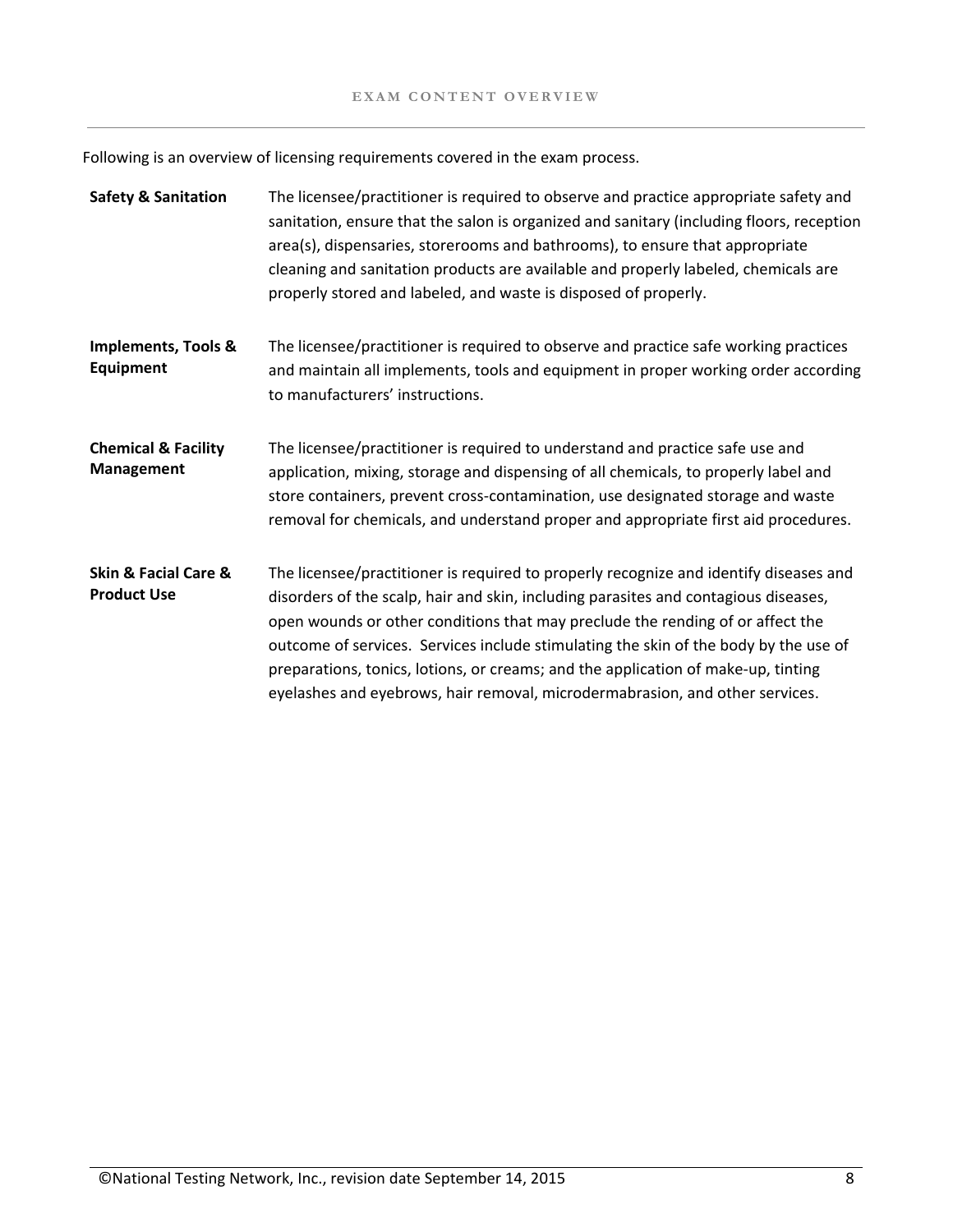Following is an overview of licensing requirements covered in the exam process.

| | |
|---|---|
| **Safety & Sanitation** | The licensee/practitioner is required to observe and practice appropriate safety and sanitation, ensure that the salon is organized and sanitary (including floors, reception area(s), dispensaries, storerooms and bathrooms), to ensure that appropriate cleaning and sanitation products are available and properly labeled, chemicals are properly stored and labeled, and waste is disposed of properly. |
| **Implements, Tools & Equipment** | The licensee/practitioner is required to observe and practice safe working practices and maintain all implements, tools and equipment in proper working order according to manufacturers' instructions. |
| **Chemical & Facility Management** | The licensee/practitioner is required to understand and practice safe use and application, mixing, storage and dispensing of all chemicals, to properly label and store containers, prevent cross-contamination, use designated storage and waste removal for chemicals, and understand proper and appropriate first aid procedures. |
| **Skin & Facial Care & Product Use** | The licensee/practitioner is required to properly recognize and identify diseases and disorders of the scalp, hair and skin, including parasites and contagious diseases, open wounds or other conditions that may preclude the rending of or affect the outcome of services. Services include stimulating the skin of the body by the use of preparations, tonics, lotions, or creams; and the application of make-up, tinting eyelashes and eyebrows, hair removal, microdermabrasion, and other services. |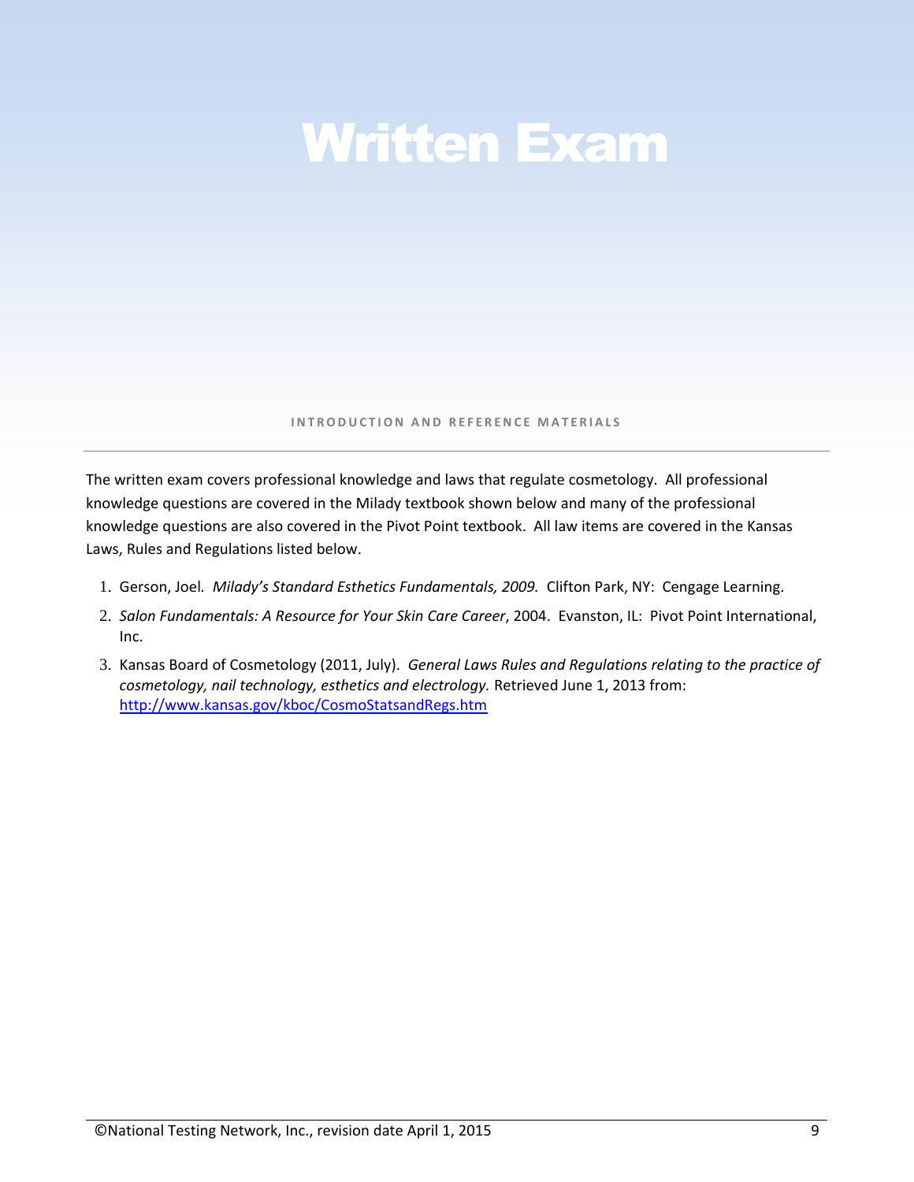# Written Exam

## INTRODUCTION AND REFERENCE MATERIALS

The written exam covers professional knowledge and laws that regulate cosmetology. All professional knowledge questions are covered in the Milady textbook shown below and many of the professional knowledge questions are also covered in the Pivot Point textbook. All law items are covered in the Kansas Laws, Rules and Regulations listed below.

1. Gerson, Joel. *Milady's Standard Esthetics Fundamentals, 2009.* Clifton Park, NY: Cengage Learning.
2. *Salon Fundamentals: A Resource for Your Skin Care Career*, 2004. Evanston, IL: Pivot Point International, Inc.
3. Kansas Board of Cosmetology (2011, July). *General Laws Rules and Regulations relating to the practice of cosmetology, nail technology, esthetics and electrology.* Retrieved June 1, 2013 from: http://www.kansas.gov/kboc/CosmoStatsandRegs.htm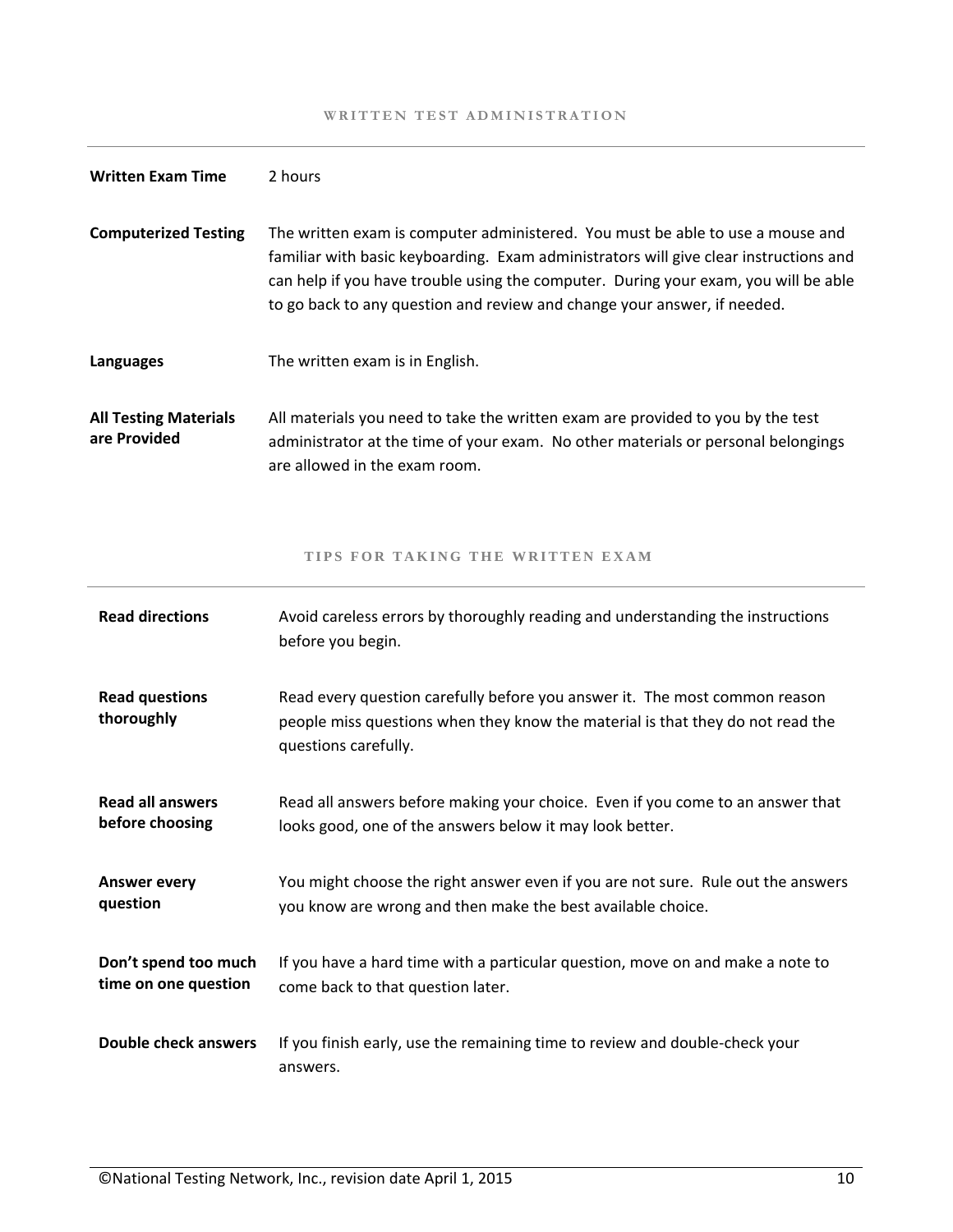## WRITTEN TEST ADMINISTRATION

| | |
|---|---|
| **Written Exam Time** | 2 hours |
| **Computerized Testing** | The written exam is computer administered. You must be able to use a mouse and familiar with basic keyboarding. Exam administrators will give clear instructions and can help if you have trouble using the computer. During your exam, you will be able to go back to any question and review and change your answer, if needed. |
| **Languages** | The written exam is in English. |
| **All Testing Materials are Provided** | All materials you need to take the written exam are provided to you by the test administrator at the time of your exam. No other materials or personal belongings are allowed in the exam room. |

## TIPS FOR TAKING THE WRITTEN EXAM

| | |
|---|---|
| **Read directions** | Avoid careless errors by thoroughly reading and understanding the instructions before you begin. |
| **Read questions thoroughly** | Read every question carefully before you answer it. The most common reason people miss questions when they know the material is that they do not read the questions carefully. |
| **Read all answers before choosing** | Read all answers before making your choice. Even if you come to an answer that looks good, one of the answers below it may look better. |
| **Answer every question** | You might choose the right answer even if you are not sure. Rule out the answers you know are wrong and then make the best available choice. |
| **Don't spend too much time on one question** | If you have a hard time with a particular question, move on and make a note to come back to that question later. |
| **Double check answers** | If you finish early, use the remaining time to review and double-check your answers. |

©National Testing Network, Inc., revision date April 1, 2015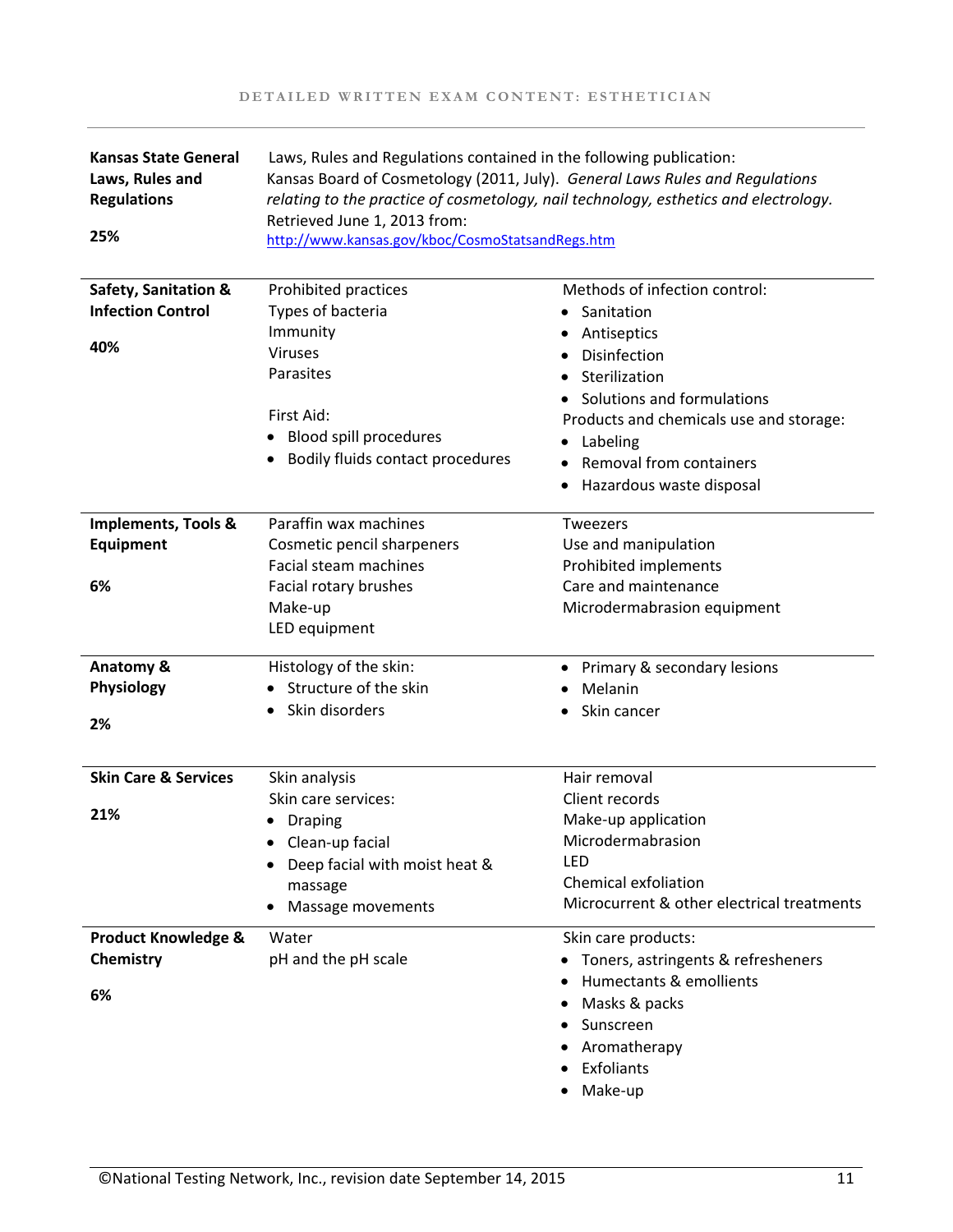## DETAILED WRITTEN EXAM CONTENT: ESTHETICIAN

| | | |
|---|---|---|
| **Kansas State General Laws, Rules and Regulations**<br><br>**25%** | Laws, Rules and Regulations contained in the following publication:<br>Kansas Board of Cosmetology (2011, July). *General Laws Rules and Regulations relating to the practice of cosmetology, nail technology, esthetics and electrology.* Retrieved June 1, 2013 from:<br>http://www.kansas.gov/kboc/CosmoStatsandRegs.htm | |
| **Safety, Sanitation & Infection Control**<br><br>**40%** | Prohibited practices<br>Types of bacteria<br>Immunity<br>Viruses<br>Parasites<br><br>First Aid:<br>• Blood spill procedures<br>• Bodily fluids contact procedures | Methods of infection control:<br>• Sanitation<br>• Antiseptics<br>• Disinfection<br>• Sterilization<br>• Solutions and formulations<br>Products and chemicals use and storage:<br>• Labeling<br>• Removal from containers<br>• Hazardous waste disposal |
| **Implements, Tools & Equipment**<br><br>**6%** | Paraffin wax machines<br>Cosmetic pencil sharpeners<br>Facial steam machines<br>Facial rotary brushes<br>Make-up<br>LED equipment | Tweezers<br>Use and manipulation<br>Prohibited implements<br>Care and maintenance<br>Microdermabrasion equipment |
| **Anatomy & Physiology**<br><br>**2%** | Histology of the skin:<br>• Structure of the skin<br>• Skin disorders | • Primary & secondary lesions<br>• Melanin<br>• Skin cancer |
| **Skin Care & Services**<br><br>**21%** | Skin analysis<br>Skin care services:<br>• Draping<br>• Clean-up facial<br>• Deep facial with moist heat & massage<br>• Massage movements | Hair removal<br>Client records<br>Make-up application<br>Microdermabrasion<br>LED<br>Chemical exfoliation<br>Microcurrent & other electrical treatments |
| **Product Knowledge & Chemistry**<br><br>**6%** | Water<br>pH and the pH scale | Skin care products:<br>• Toners, astringents & refresheners<br>• Humectants & emollients<br>• Masks & packs<br>• Sunscreen<br>• Aromatherapy<br>• Exfoliants<br>• Make-up |

©National Testing Network, Inc., revision date September 14, 2015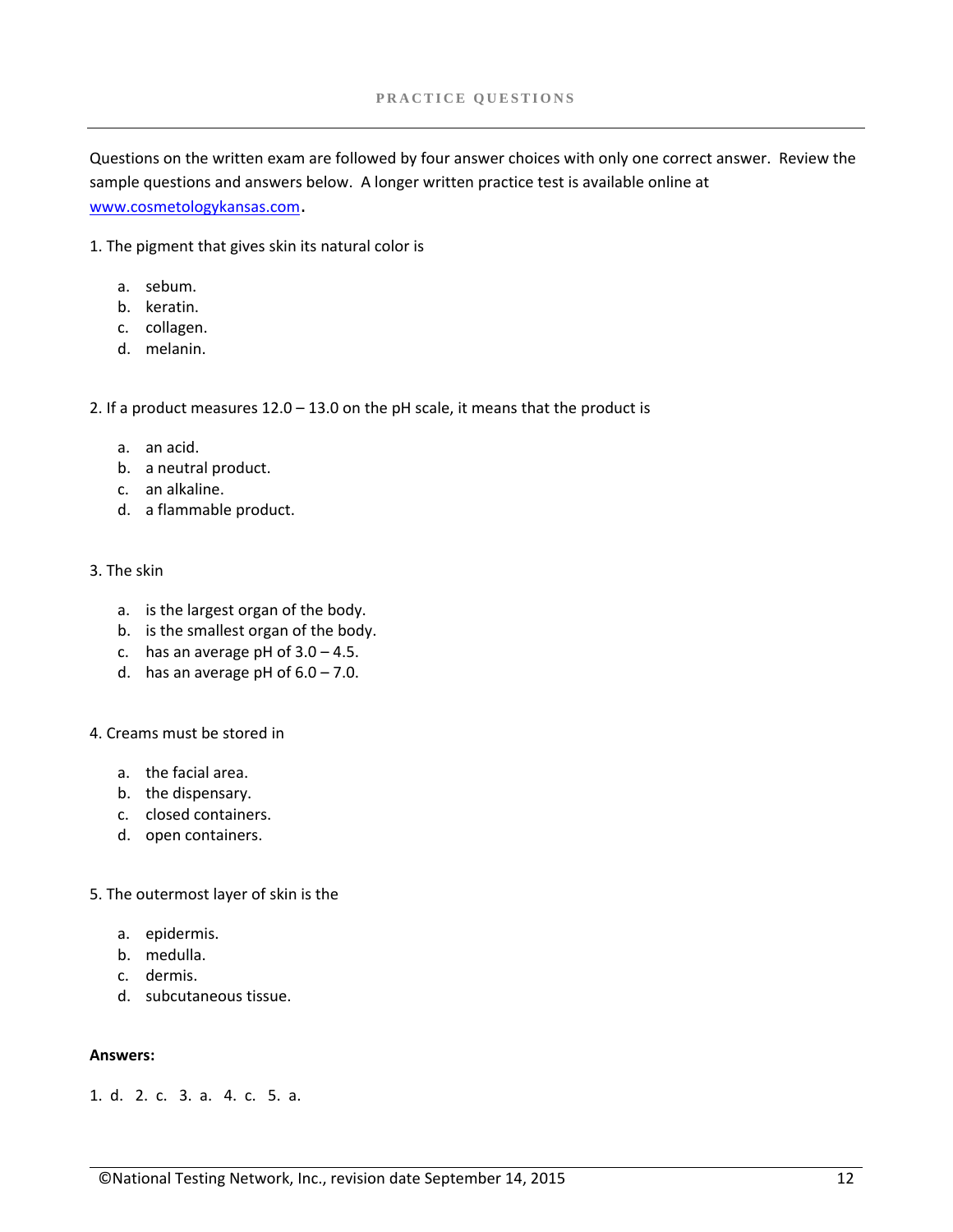# PRACTICE QUESTIONS

Questions on the written exam are followed by four answer choices with only one correct answer. Review the sample questions and answers below. A longer written practice test is available online at [www.cosmetologykansas.com](http://www.cosmetologykansas.com).

1. The pigment that gives skin its natural color is

   a. sebum.
   b. keratin.
   c. collagen.
   d. melanin.

2. If a product measures 12.0 – 13.0 on the pH scale, it means that the product is

   a. an acid.
   b. a neutral product.
   c. an alkaline.
   d. a flammable product.

3. The skin

   a. is the largest organ of the body.
   b. is the smallest organ of the body.
   c. has an average pH of 3.0 – 4.5.
   d. has an average pH of 6.0 – 7.0.

4. Creams must be stored in

   a. the facial area.
   b. the dispensary.
   c. closed containers.
   d. open containers.

5. The outermost layer of skin is the

   a. epidermis.
   b. medulla.
   c. dermis.
   d. subcutaneous tissue.

**Answers:**

1. d. 2. c. 3. a. 4. c. 5. a.

©National Testing Network, Inc., revision date September 14, 2015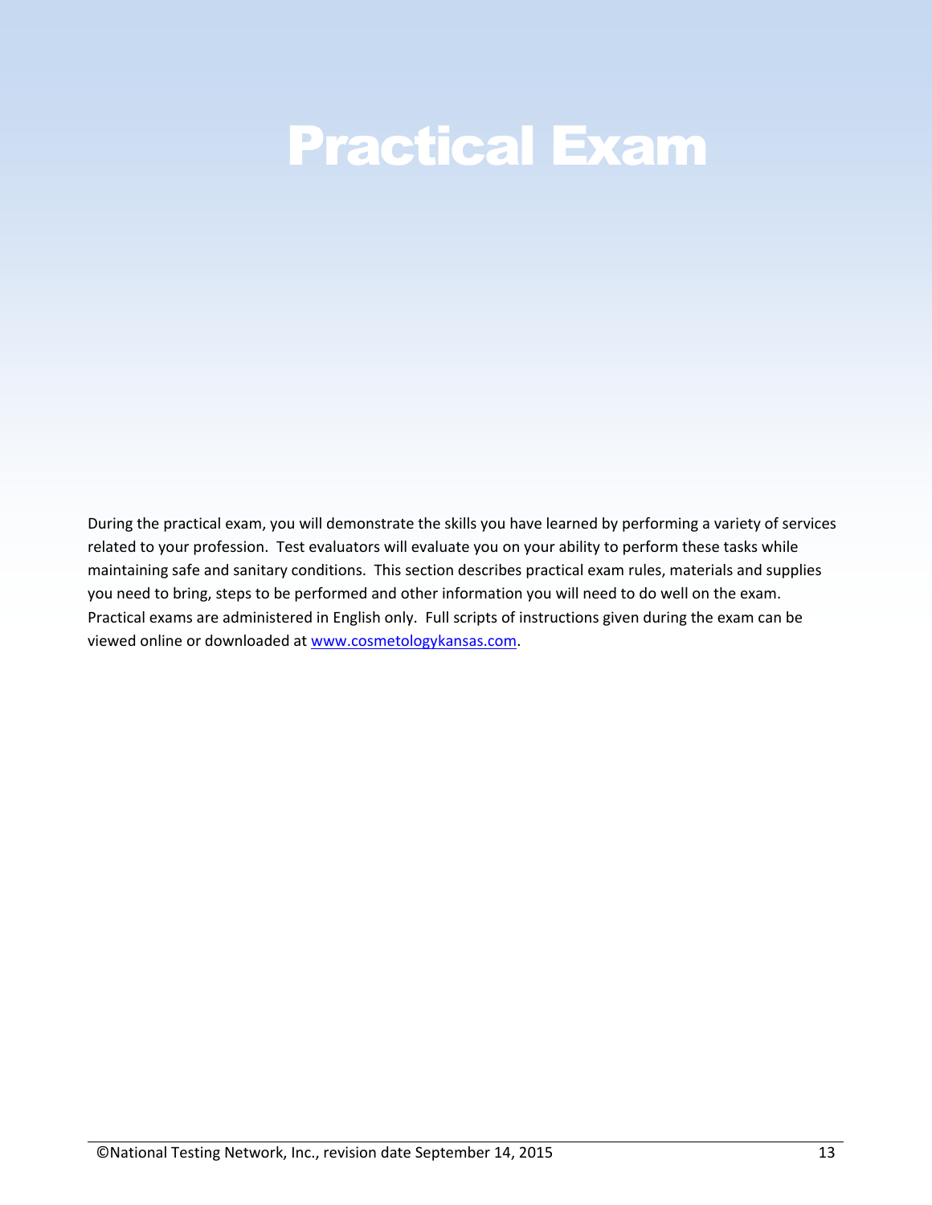# Practical Exam

During the practical exam, you will demonstrate the skills you have learned by performing a variety of services related to your profession. Test evaluators will evaluate you on your ability to perform these tasks while maintaining safe and sanitary conditions. This section describes practical exam rules, materials and supplies you need to bring, steps to be performed and other information you will need to do well on the exam. Practical exams are administered in English only. Full scripts of instructions given during the exam can be viewed online or downloaded at [www.cosmetologykansas.com](http://www.cosmetologykansas.com).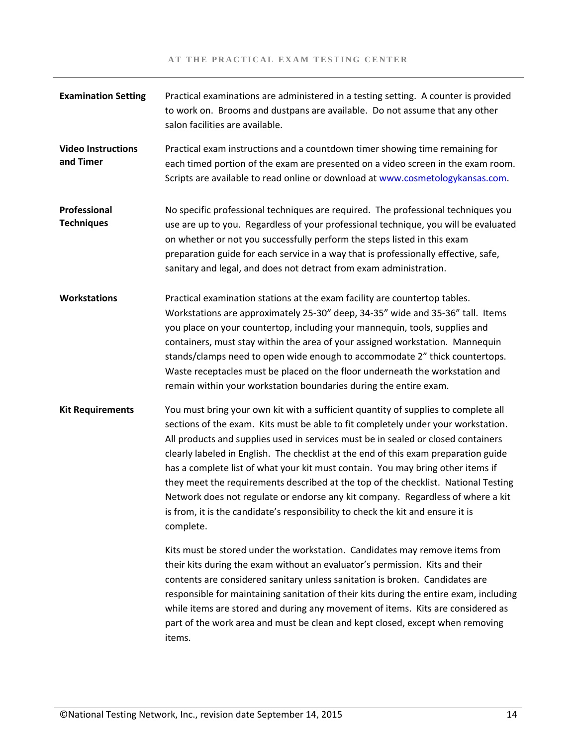## AT THE PRACTICAL EXAM TESTING CENTER

**Examination Setting**

Practical examinations are administered in a testing setting. A counter is provided to work on. Brooms and dustpans are available. Do not assume that any other salon facilities are available.

**Video Instructions and Timer**

Practical exam instructions and a countdown timer showing time remaining for each timed portion of the exam are presented on a video screen in the exam room. Scripts are available to read online or download at [www.cosmetologykansas.com](http://www.cosmetologykansas.com).

**Professional Techniques**

No specific professional techniques are required. The professional techniques you use are up to you. Regardless of your professional technique, you will be evaluated on whether or not you successfully perform the steps listed in this exam preparation guide for each service in a way that is professionally effective, safe, sanitary and legal, and does not detract from exam administration.

**Workstations**

Practical examination stations at the exam facility are countertop tables. Workstations are approximately 25-30" deep, 34-35" wide and 35-36" tall. Items you place on your countertop, including your mannequin, tools, supplies and containers, must stay within the area of your assigned workstation. Mannequin stands/clamps need to open wide enough to accommodate 2" thick countertops. Waste receptacles must be placed on the floor underneath the workstation and remain within your workstation boundaries during the entire exam.

**Kit Requirements**

You must bring your own kit with a sufficient quantity of supplies to complete all sections of the exam. Kits must be able to fit completely under your workstation. All products and supplies used in services must be in sealed or closed containers clearly labeled in English. The checklist at the end of this exam preparation guide has a complete list of what your kit must contain. You may bring other items if they meet the requirements described at the top of the checklist. National Testing Network does not regulate or endorse any kit company. Regardless of where a kit is from, it is the candidate's responsibility to check the kit and ensure it is complete.

Kits must be stored under the workstation. Candidates may remove items from their kits during the exam without an evaluator's permission. Kits and their contents are considered sanitary unless sanitation is broken. Candidates are responsible for maintaining sanitation of their kits during the entire exam, including while items are stored and during any movement of items. Kits are considered as part of the work area and must be clean and kept closed, except when removing items.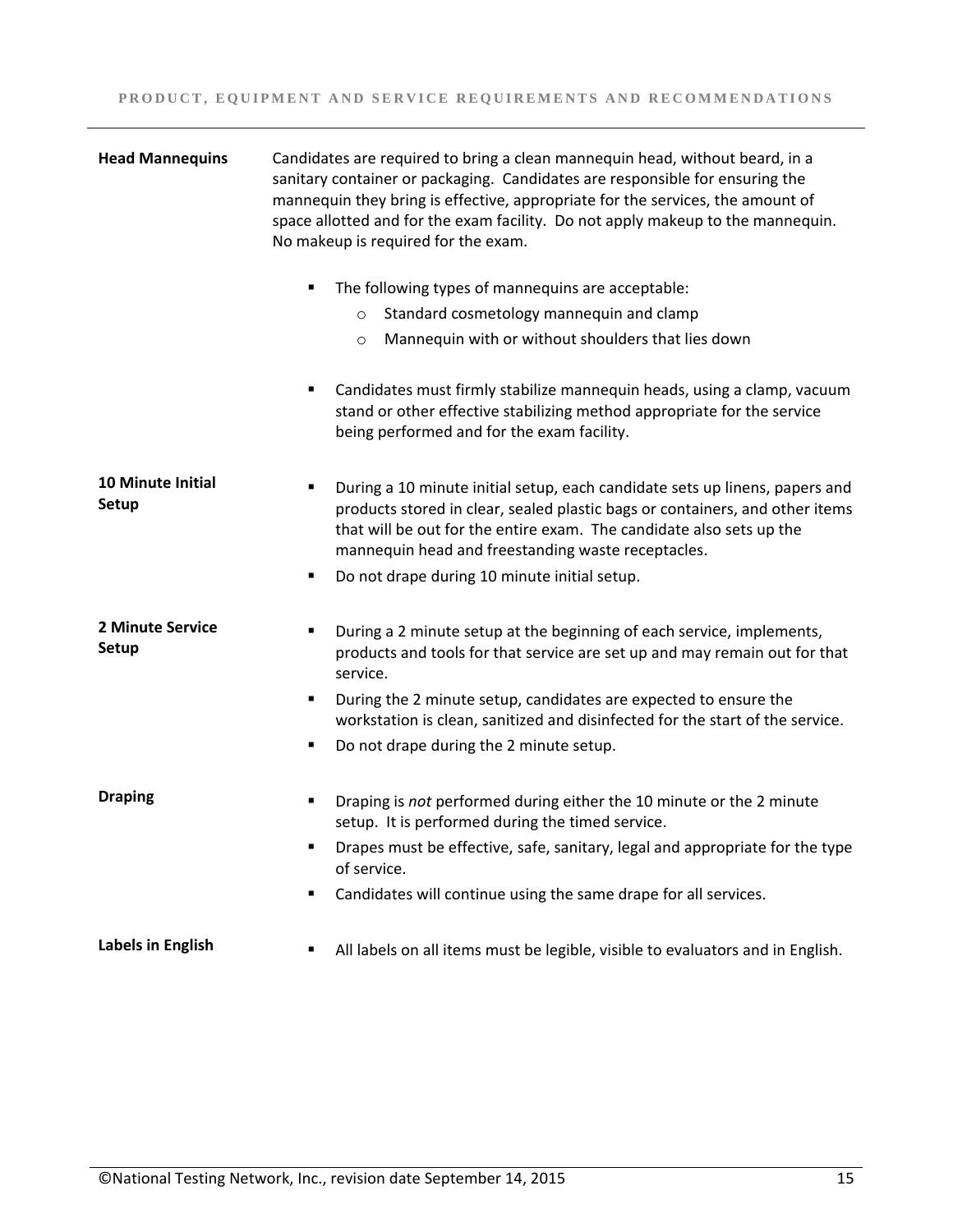**Head Mannequins**

Candidates are required to bring a clean mannequin head, without beard, in a sanitary container or packaging. Candidates are responsible for ensuring the mannequin they bring is effective, appropriate for the services, the amount of space allotted and for the exam facility. Do not apply makeup to the mannequin. No makeup is required for the exam.

- The following types of mannequins are acceptable:
  - Standard cosmetology mannequin and clamp
  - Mannequin with or without shoulders that lies down
- Candidates must firmly stabilize mannequin heads, using a clamp, vacuum stand or other effective stabilizing method appropriate for the service being performed and for the exam facility.

**10 Minute Initial Setup**

- During a 10 minute initial setup, each candidate sets up linens, papers and products stored in clear, sealed plastic bags or containers, and other items that will be out for the entire exam. The candidate also sets up the mannequin head and freestanding waste receptacles.
- Do not drape during 10 minute initial setup.

**2 Minute Service Setup**

- During a 2 minute setup at the beginning of each service, implements, products and tools for that service are set up and may remain out for that service.
- During the 2 minute setup, candidates are expected to ensure the workstation is clean, sanitized and disinfected for the start of the service.
- Do not drape during the 2 minute setup.

**Draping**

- Draping is *not* performed during either the 10 minute or the 2 minute setup. It is performed during the timed service.
- Drapes must be effective, safe, sanitary, legal and appropriate for the type of service.
- Candidates will continue using the same drape for all services.

**Labels in English**

- All labels on all items must be legible, visible to evaluators and in English.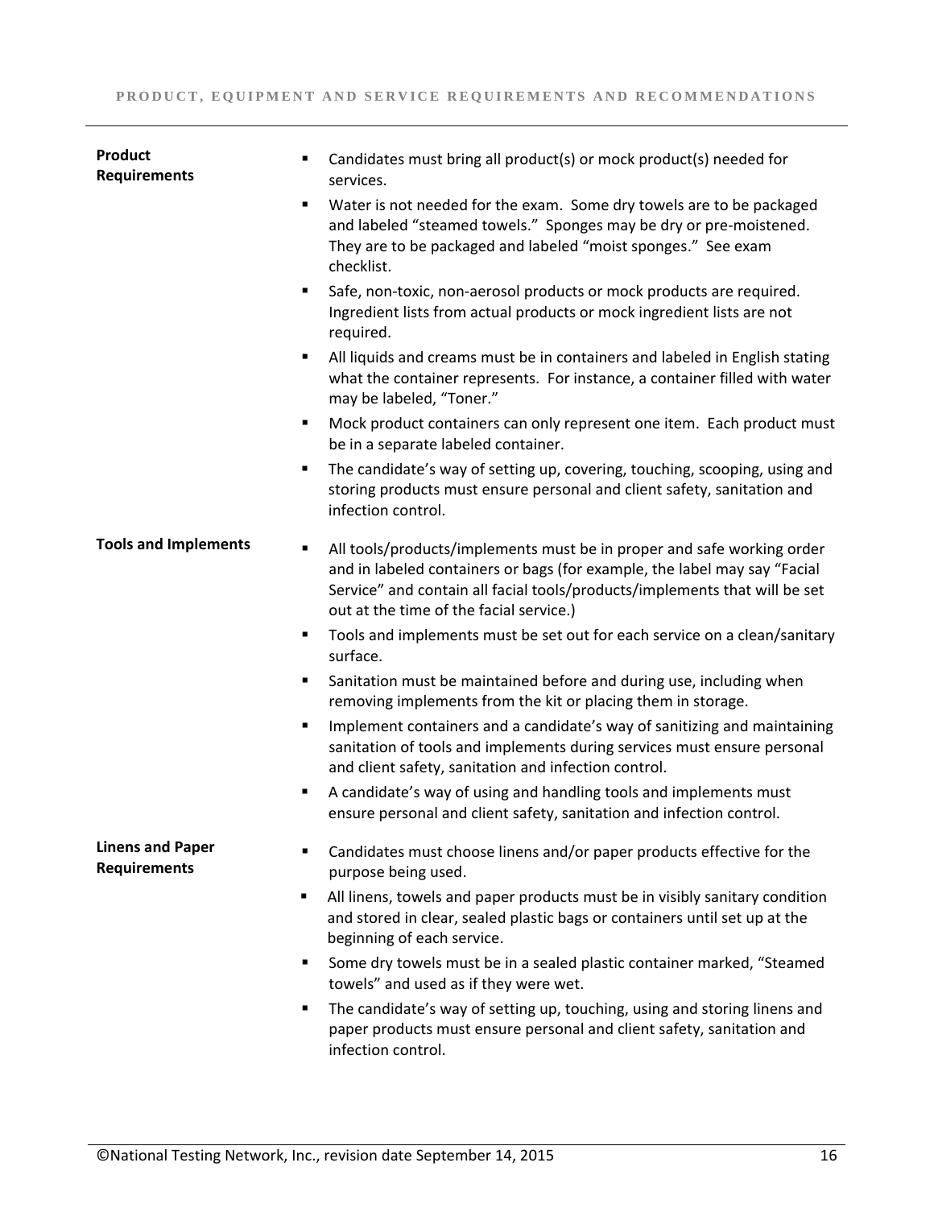## PRODUCT, EQUIPMENT AND SERVICE REQUIREMENTS AND RECOMMENDATIONS

**Product Requirements**

- Candidates must bring all product(s) or mock product(s) needed for services.
- Water is not needed for the exam. Some dry towels are to be packaged and labeled "steamed towels." Sponges may be dry or pre-moistened. They are to be packaged and labeled "moist sponges." See exam checklist.
- Safe, non-toxic, non-aerosol products or mock products are required. Ingredient lists from actual products or mock ingredient lists are not required.
- All liquids and creams must be in containers and labeled in English stating what the container represents. For instance, a container filled with water may be labeled, "Toner."
- Mock product containers can only represent one item. Each product must be in a separate labeled container.
- The candidate's way of setting up, covering, touching, scooping, using and storing products must ensure personal and client safety, sanitation and infection control.

**Tools and Implements**

- All tools/products/implements must be in proper and safe working order and in labeled containers or bags (for example, the label may say "Facial Service" and contain all facial tools/products/implements that will be set out at the time of the facial service.)
- Tools and implements must be set out for each service on a clean/sanitary surface.
- Sanitation must be maintained before and during use, including when removing implements from the kit or placing them in storage.
- Implement containers and a candidate's way of sanitizing and maintaining sanitation of tools and implements during services must ensure personal and client safety, sanitation and infection control.
- A candidate's way of using and handling tools and implements must ensure personal and client safety, sanitation and infection control.

**Linens and Paper Requirements**

- Candidates must choose linens and/or paper products effective for the purpose being used.
- All linens, towels and paper products must be in visibly sanitary condition and stored in clear, sealed plastic bags or containers until set up at the beginning of each service.
- Some dry towels must be in a sealed plastic container marked, "Steamed towels" and used as if they were wet.
- The candidate's way of setting up, touching, using and storing linens and paper products must ensure personal and client safety, sanitation and infection control.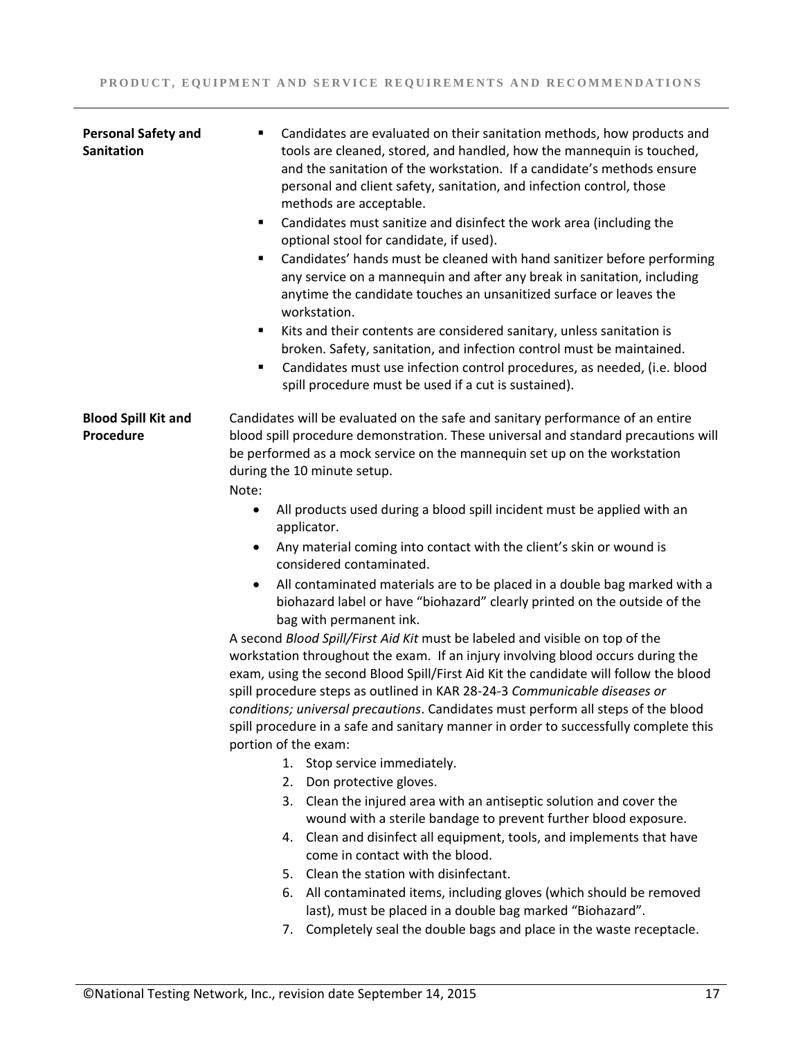**Personal Safety and Sanitation**

- Candidates are evaluated on their sanitation methods, how products and tools are cleaned, stored, and handled, how the mannequin is touched, and the sanitation of the workstation. If a candidate's methods ensure personal and client safety, sanitation, and infection control, those methods are acceptable.
- Candidates must sanitize and disinfect the work area (including the optional stool for candidate, if used).
- Candidates' hands must be cleaned with hand sanitizer before performing any service on a mannequin and after any break in sanitation, including anytime the candidate touches an unsanitized surface or leaves the workstation.
- Kits and their contents are considered sanitary, unless sanitation is broken. Safety, sanitation, and infection control must be maintained.
- Candidates must use infection control procedures, as needed, (i.e. blood spill procedure must be used if a cut is sustained).

**Blood Spill Kit and Procedure**

Candidates will be evaluated on the safe and sanitary performance of an entire blood spill procedure demonstration. These universal and standard precautions will be performed as a mock service on the mannequin set up on the workstation during the 10 minute setup.

Note:

- All products used during a blood spill incident must be applied with an applicator.
- Any material coming into contact with the client's skin or wound is considered contaminated.
- All contaminated materials are to be placed in a double bag marked with a biohazard label or have "biohazard" clearly printed on the outside of the bag with permanent ink.

A second *Blood Spill/First Aid Kit* must be labeled and visible on top of the workstation throughout the exam. If an injury involving blood occurs during the exam, using the second Blood Spill/First Aid Kit the candidate will follow the blood spill procedure steps as outlined in KAR 28-24-3 *Communicable diseases or conditions; universal precautions*. Candidates must perform all steps of the blood spill procedure in a safe and sanitary manner in order to successfully complete this portion of the exam:

1. Stop service immediately.
2. Don protective gloves.
3. Clean the injured area with an antiseptic solution and cover the wound with a sterile bandage to prevent further blood exposure.
4. Clean and disinfect all equipment, tools, and implements that have come in contact with the blood.
5. Clean the station with disinfectant.
6. All contaminated items, including gloves (which should be removed last), must be placed in a double bag marked "Biohazard".
7. Completely seal the double bags and place in the waste receptacle.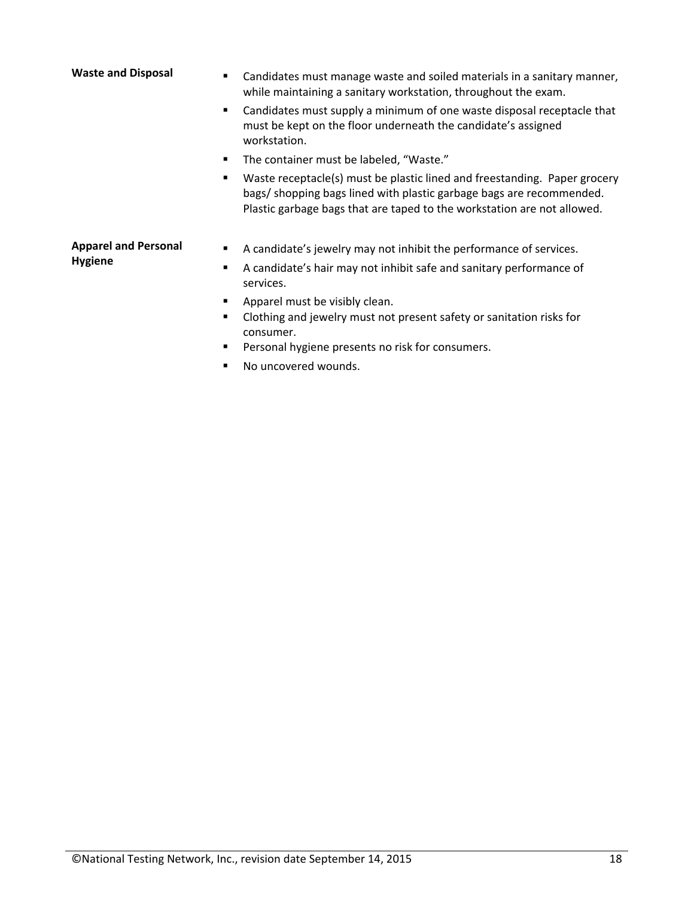**Waste and Disposal**

- Candidates must manage waste and soiled materials in a sanitary manner, while maintaining a sanitary workstation, throughout the exam.
- Candidates must supply a minimum of one waste disposal receptacle that must be kept on the floor underneath the candidate's assigned workstation.
- The container must be labeled, "Waste."
- Waste receptacle(s) must be plastic lined and freestanding. Paper grocery bags/ shopping bags lined with plastic garbage bags are recommended. Plastic garbage bags that are taped to the workstation are not allowed.

**Apparel and Personal Hygiene**

- A candidate's jewelry may not inhibit the performance of services.
- A candidate's hair may not inhibit safe and sanitary performance of services.
- Apparel must be visibly clean.
- Clothing and jewelry must not present safety or sanitation risks for consumer.
- Personal hygiene presents no risk for consumers.
- No uncovered wounds.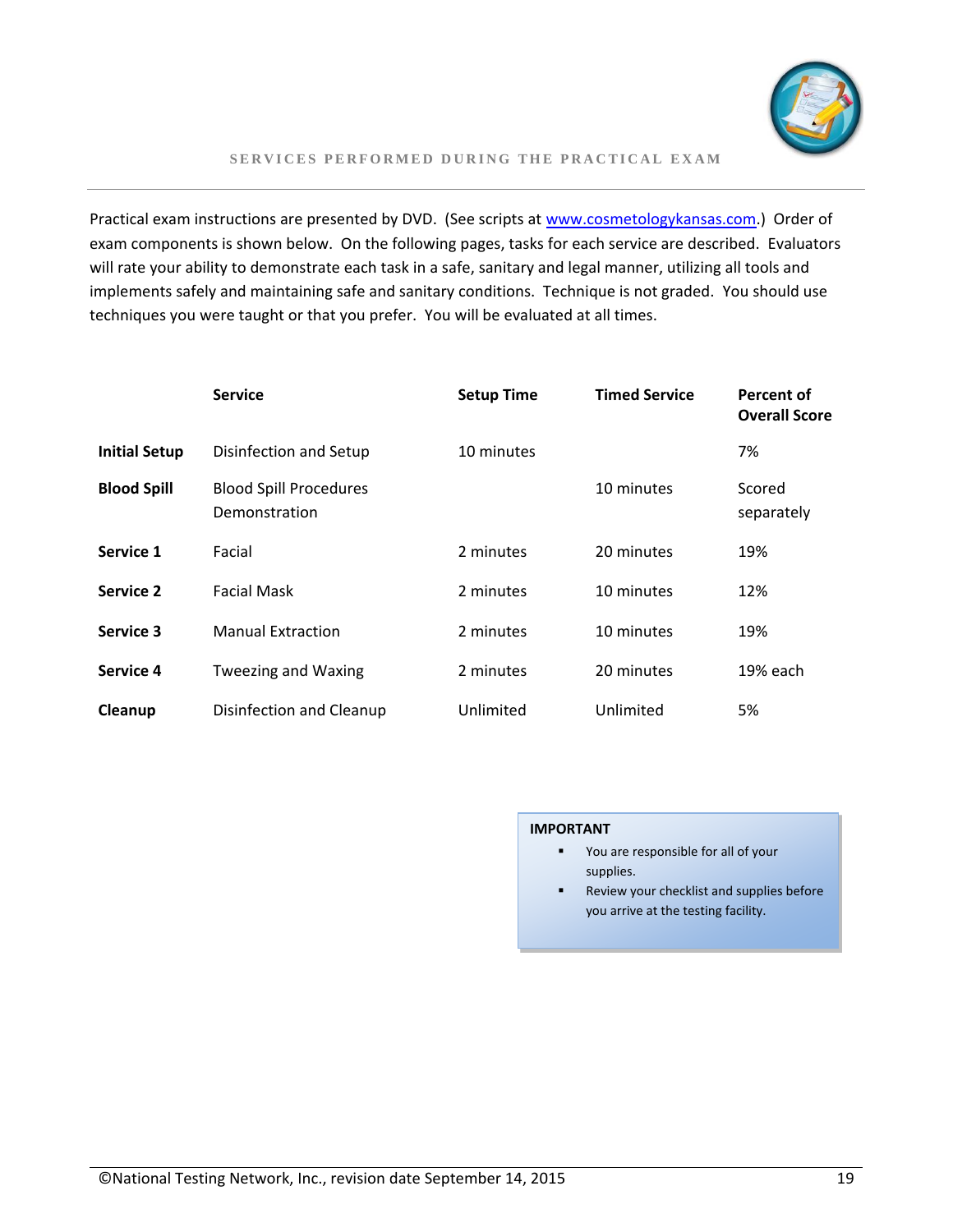## SERVICES PERFORMED DURING THE PRACTICAL EXAM

Practical exam instructions are presented by DVD. (See scripts at www.cosmetologykansas.com.) Order of exam components is shown below. On the following pages, tasks for each service are described. Evaluators will rate your ability to demonstrate each task in a safe, sanitary and legal manner, utilizing all tools and implements safely and maintaining safe and sanitary conditions. Technique is not graded. You should use techniques you were taught or that you prefer. You will be evaluated at all times.

| | Service | Setup Time | Timed Service | Percent of Overall Score |
|---|---|---|---|---|
| **Initial Setup** | Disinfection and Setup | 10 minutes | | 7% |
| **Blood Spill** | Blood Spill Procedures Demonstration | | 10 minutes | Scored separately |
| **Service 1** | Facial | 2 minutes | 20 minutes | 19% |
| **Service 2** | Facial Mask | 2 minutes | 10 minutes | 12% |
| **Service 3** | Manual Extraction | 2 minutes | 10 minutes | 19% |
| **Service 4** | Tweezing and Waxing | 2 minutes | 20 minutes | 19% each |
| **Cleanup** | Disinfection and Cleanup | Unlimited | Unlimited | 5% |

**IMPORTANT**

- You are responsible for all of your supplies.
- Review your checklist and supplies before you arrive at the testing facility.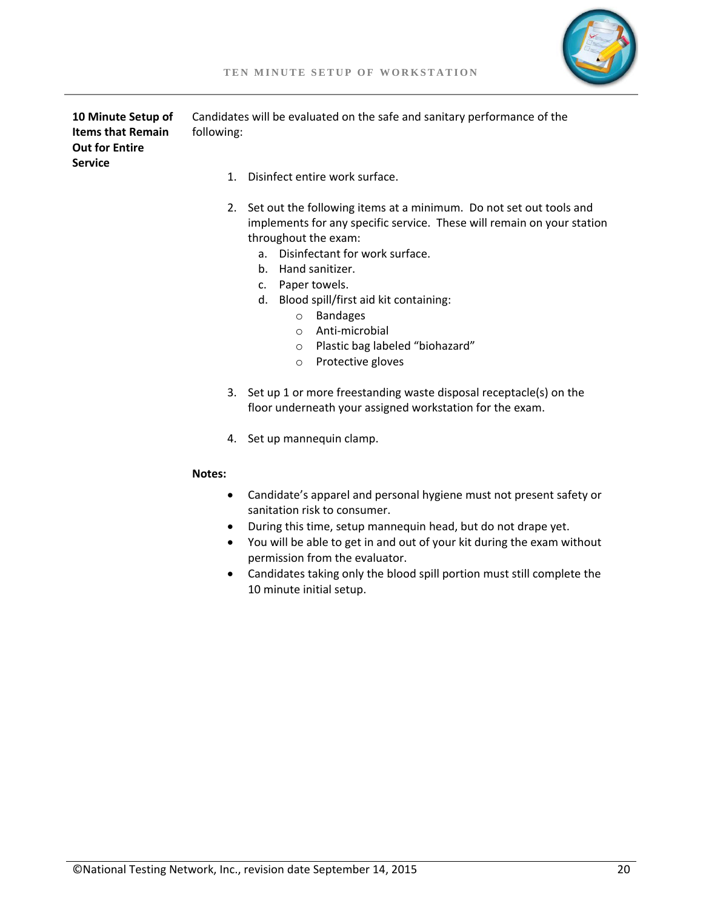**10 Minute Setup of Items that Remain Out for Entire Service**

Candidates will be evaluated on the safe and sanitary performance of the following:

1. Disinfect entire work surface.

2. Set out the following items at a minimum. Do not set out tools and implements for any specific service. These will remain on your station throughout the exam:
   a. Disinfectant for work surface.
   b. Hand sanitizer.
   c. Paper towels.
   d. Blood spill/first aid kit containing:
      - Bandages
      - Anti-microbial
      - Plastic bag labeled "biohazard"
      - Protective gloves

3. Set up 1 or more freestanding waste disposal receptacle(s) on the floor underneath your assigned workstation for the exam.

4. Set up mannequin clamp.

**Notes:**

- Candidate's apparel and personal hygiene must not present safety or sanitation risk to consumer.
- During this time, setup mannequin head, but do not drape yet.
- You will be able to get in and out of your kit during the exam without permission from the evaluator.
- Candidates taking only the blood spill portion must still complete the 10 minute initial setup.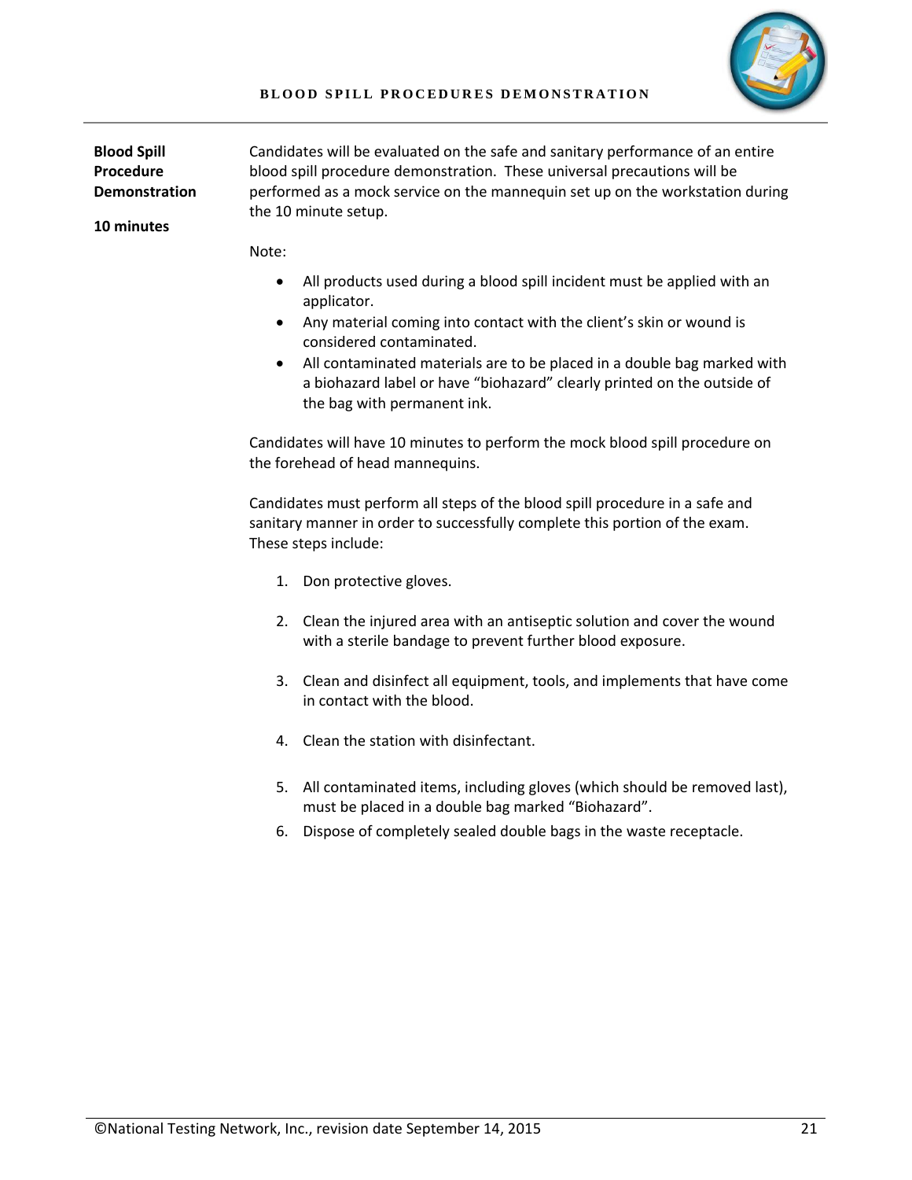# BLOOD SPILL PROCEDURES DEMONSTRATION

**Blood Spill Procedure Demonstration**

**10 minutes**

Candidates will be evaluated on the safe and sanitary performance of an entire blood spill procedure demonstration. These universal precautions will be performed as a mock service on the mannequin set up on the workstation during the 10 minute setup.

Note:

- All products used during a blood spill incident must be applied with an applicator.
- Any material coming into contact with the client's skin or wound is considered contaminated.
- All contaminated materials are to be placed in a double bag marked with a biohazard label or have "biohazard" clearly printed on the outside of the bag with permanent ink.

Candidates will have 10 minutes to perform the mock blood spill procedure on the forehead of head mannequins.

Candidates must perform all steps of the blood spill procedure in a safe and sanitary manner in order to successfully complete this portion of the exam. These steps include:

1. Don protective gloves.
2. Clean the injured area with an antiseptic solution and cover the wound with a sterile bandage to prevent further blood exposure.
3. Clean and disinfect all equipment, tools, and implements that have come in contact with the blood.
4. Clean the station with disinfectant.
5. All contaminated items, including gloves (which should be removed last), must be placed in a double bag marked "Biohazard".
6. Dispose of completely sealed double bags in the waste receptacle.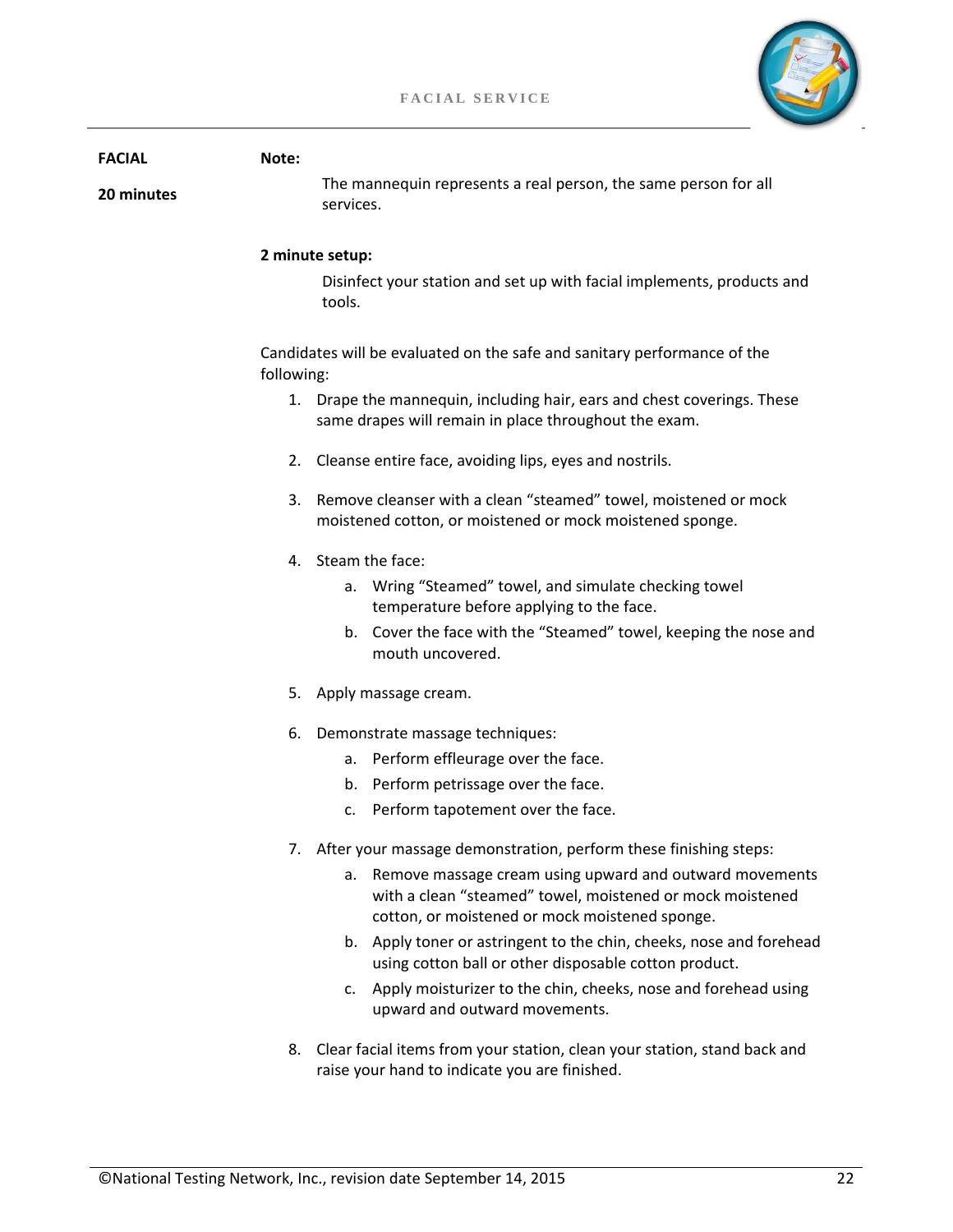# FACIAL SERVICE

**FACIAL**

**20 minutes**

**Note:**

The mannequin represents a real person, the same person for all services.

**2 minute setup:**

Disinfect your station and set up with facial implements, products and tools.

Candidates will be evaluated on the safe and sanitary performance of the following:

1. Drape the mannequin, including hair, ears and chest coverings. These same drapes will remain in place throughout the exam.

2. Cleanse entire face, avoiding lips, eyes and nostrils.

3. Remove cleanser with a clean “steamed” towel, moistened or mock moistened cotton, or moistened or mock moistened sponge.

4. Steam the face:
   a. Wring “Steamed” towel, and simulate checking towel temperature before applying to the face.
   b. Cover the face with the “Steamed” towel, keeping the nose and mouth uncovered.

5. Apply massage cream.

6. Demonstrate massage techniques:
   a. Perform effleurage over the face.
   b. Perform petrissage over the face.
   c. Perform tapotement over the face.

7. After your massage demonstration, perform these finishing steps:
   a. Remove massage cream using upward and outward movements with a clean “steamed” towel, moistened or mock moistened cotton, or moistened or mock moistened sponge.
   b. Apply toner or astringent to the chin, cheeks, nose and forehead using cotton ball or other disposable cotton product.
   c. Apply moisturizer to the chin, cheeks, nose and forehead using upward and outward movements.

8. Clear facial items from your station, clean your station, stand back and raise your hand to indicate you are finished.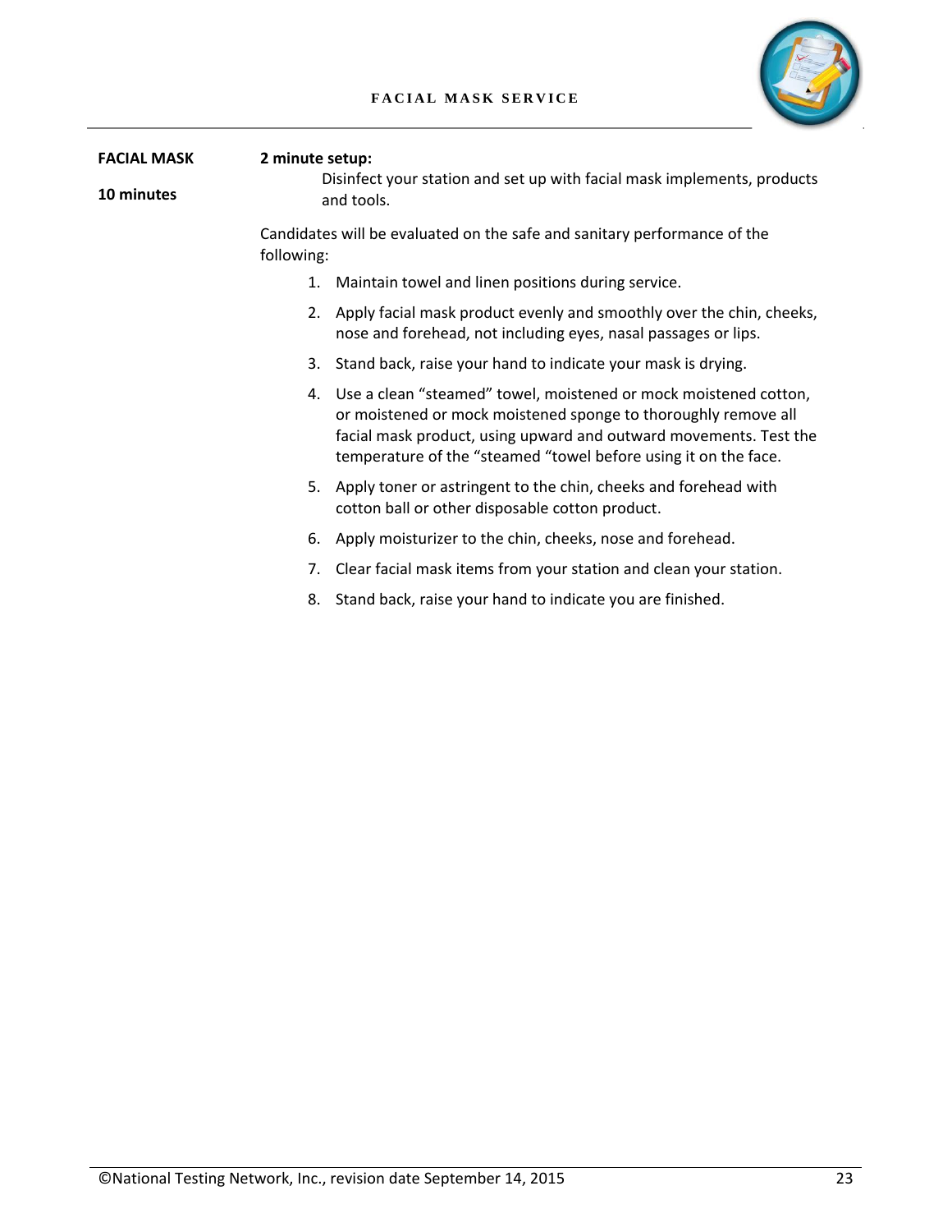# FACIAL MASK SERVICE

**FACIAL MASK**

**10 minutes**

**2 minute setup:**

Disinfect your station and set up with facial mask implements, products and tools.

Candidates will be evaluated on the safe and sanitary performance of the following:

1. Maintain towel and linen positions during service.
2. Apply facial mask product evenly and smoothly over the chin, cheeks, nose and forehead, not including eyes, nasal passages or lips.
3. Stand back, raise your hand to indicate your mask is drying.
4. Use a clean "steamed" towel, moistened or mock moistened cotton, or moistened or mock moistened sponge to thoroughly remove all facial mask product, using upward and outward movements. Test the temperature of the "steamed "towel before using it on the face.
5. Apply toner or astringent to the chin, cheeks and forehead with cotton ball or other disposable cotton product.
6. Apply moisturizer to the chin, cheeks, nose and forehead.
7. Clear facial mask items from your station and clean your station.
8. Stand back, raise your hand to indicate you are finished.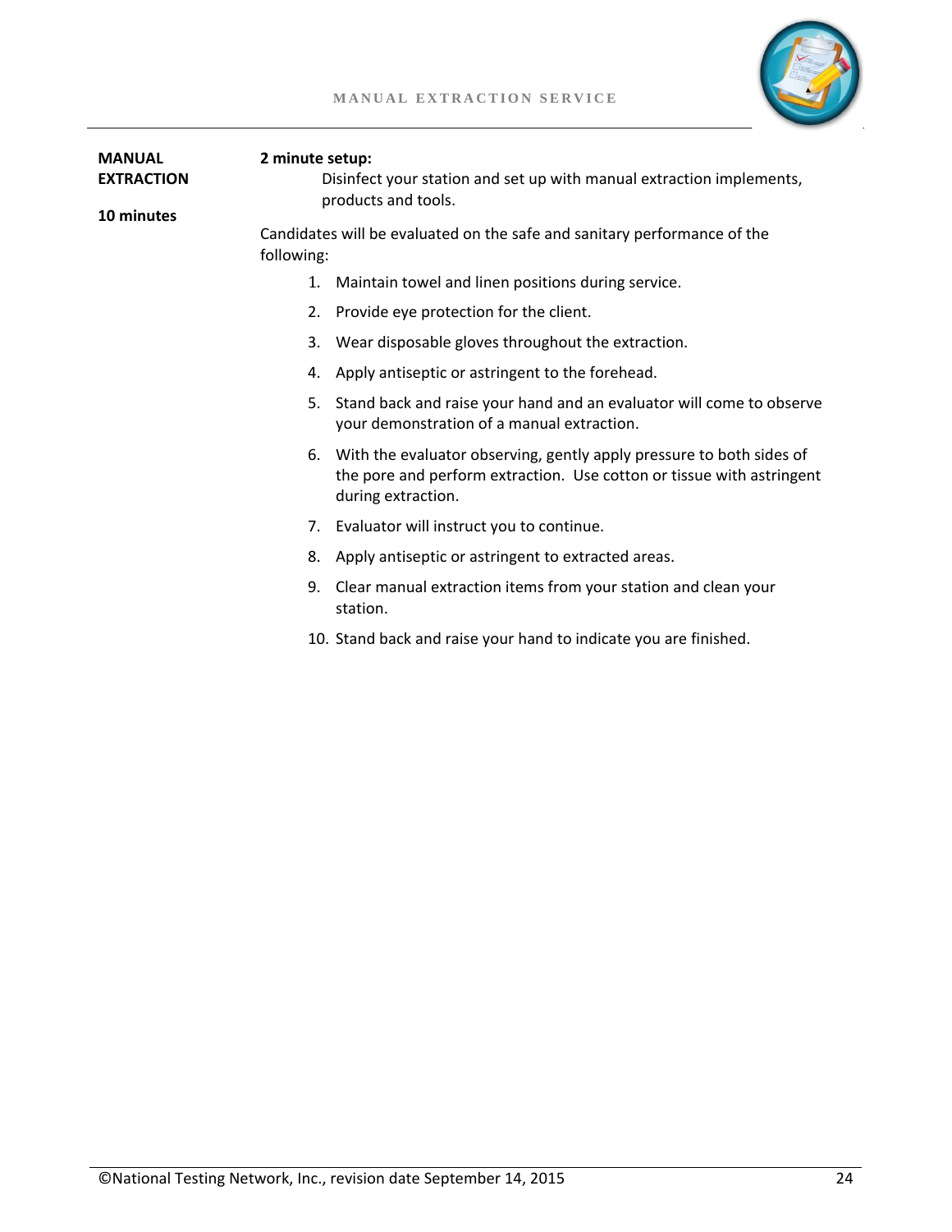**MANUAL EXTRACTION**

**10 minutes**

**2 minute setup:**

Disinfect your station and set up with manual extraction implements, products and tools.

Candidates will be evaluated on the safe and sanitary performance of the following:

1. Maintain towel and linen positions during service.
2. Provide eye protection for the client.
3. Wear disposable gloves throughout the extraction.
4. Apply antiseptic or astringent to the forehead.
5. Stand back and raise your hand and an evaluator will come to observe your demonstration of a manual extraction.
6. With the evaluator observing, gently apply pressure to both sides of the pore and perform extraction. Use cotton or tissue with astringent during extraction.
7. Evaluator will instruct you to continue.
8. Apply antiseptic or astringent to extracted areas.
9. Clear manual extraction items from your station and clean your station.
10. Stand back and raise your hand to indicate you are finished.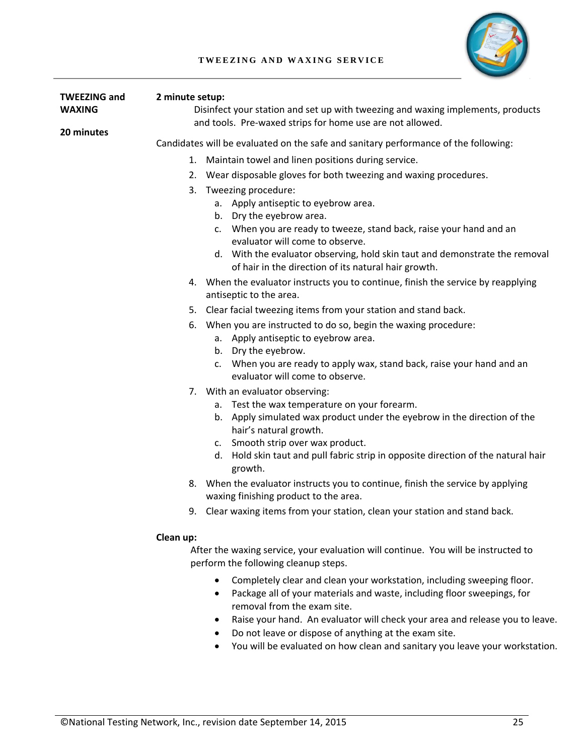## TWEEZING AND WAXING SERVICE

**TWEEZING and WAXING**

**20 minutes**

**2 minute setup:**

Disinfect your station and set up with tweezing and waxing implements, products and tools. Pre-waxed strips for home use are not allowed.

Candidates will be evaluated on the safe and sanitary performance of the following:

1. Maintain towel and linen positions during service.
2. Wear disposable gloves for both tweezing and waxing procedures.
3. Tweezing procedure:
   a. Apply antiseptic to eyebrow area.
   b. Dry the eyebrow area.
   c. When you are ready to tweeze, stand back, raise your hand and an evaluator will come to observe.
   d. With the evaluator observing, hold skin taut and demonstrate the removal of hair in the direction of its natural hair growth.
4. When the evaluator instructs you to continue, finish the service by reapplying antiseptic to the area.
5. Clear facial tweezing items from your station and stand back.
6. When you are instructed to do so, begin the waxing procedure:
   a. Apply antiseptic to eyebrow area.
   b. Dry the eyebrow.
   c. When you are ready to apply wax, stand back, raise your hand and an evaluator will come to observe.
7. With an evaluator observing:
   a. Test the wax temperature on your forearm.
   b. Apply simulated wax product under the eyebrow in the direction of the hair's natural growth.
   c. Smooth strip over wax product.
   d. Hold skin taut and pull fabric strip in opposite direction of the natural hair growth.
8. When the evaluator instructs you to continue, finish the service by applying waxing finishing product to the area.
9. Clear waxing items from your station, clean your station and stand back.

**Clean up:**

After the waxing service, your evaluation will continue. You will be instructed to perform the following cleanup steps.

- Completely clear and clean your workstation, including sweeping floor.
- Package all of your materials and waste, including floor sweepings, for removal from the exam site.
- Raise your hand. An evaluator will check your area and release you to leave.
- Do not leave or dispose of anything at the exam site.
- You will be evaluated on how clean and sanitary you leave your workstation.

©National Testing Network, Inc., revision date September 14, 2015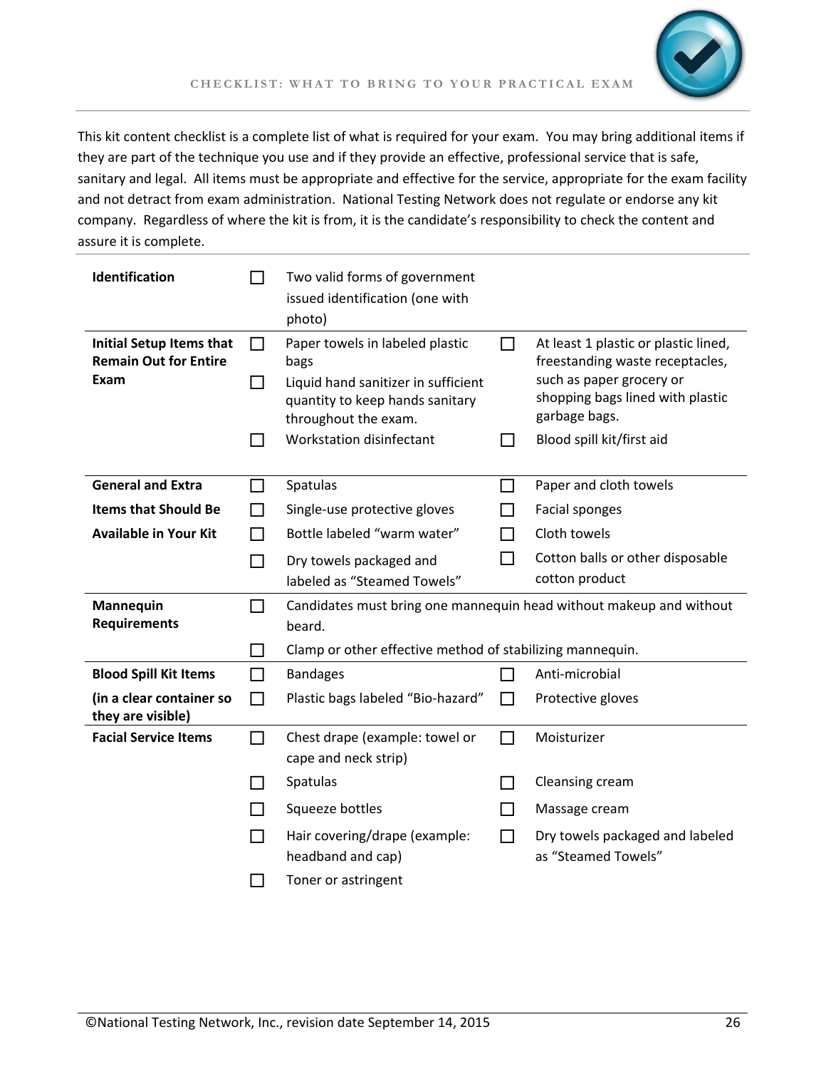## CHECKLIST: WHAT TO BRING TO YOUR PRACTICAL EXAM

This kit content checklist is a complete list of what is required for your exam. You may bring additional items if they are part of the technique you use and if they provide an effective, professional service that is safe, sanitary and legal. All items must be appropriate and effective for the service, appropriate for the exam facility and not detract from exam administration. National Testing Network does not regulate or endorse any kit company. Regardless of where the kit is from, it is the candidate's responsibility to check the content and assure it is complete.

| | | | | |
|---|---|---|---|---|
| **Identification** | ☐ | Two valid forms of government issued identification (one with photo) | | |
| **Initial Setup Items that Remain Out for Entire Exam** | ☐ | Paper towels in labeled plastic bags | ☐ | At least 1 plastic or plastic lined, freestanding waste receptacles, such as paper grocery or shopping bags lined with plastic garbage bags. |
| | ☐ | Liquid hand sanitizer in sufficient quantity to keep hands sanitary throughout the exam. | | |
| | ☐ | Workstation disinfectant | ☐ | Blood spill kit/first aid |
| **General and Extra Items that Should Be Available in Your Kit** | ☐ | Spatulas | ☐ | Paper and cloth towels |
| | ☐ | Single-use protective gloves | ☐ | Facial sponges |
| | ☐ | Bottle labeled "warm water" | ☐ | Cloth towels |
| | ☐ | Dry towels packaged and labeled as "Steamed Towels" | ☐ | Cotton balls or other disposable cotton product |
| **Mannequin Requirements** | ☐ | Candidates must bring one mannequin head without makeup and without beard. | | |
| | ☐ | Clamp or other effective method of stabilizing mannequin. | | |
| **Blood Spill Kit Items (in a clear container so they are visible)** | ☐ | Bandages | ☐ | Anti-microbial |
| | ☐ | Plastic bags labeled "Bio-hazard" | ☐ | Protective gloves |
| **Facial Service Items** | ☐ | Chest drape (example: towel or cape and neck strip) | ☐ | Moisturizer |
| | ☐ | Spatulas | ☐ | Cleansing cream |
| | ☐ | Squeeze bottles | ☐ | Massage cream |
| | ☐ | Hair covering/drape (example: headband and cap) | ☐ | Dry towels packaged and labeled as "Steamed Towels" |
| | ☐ | Toner or astringent | | |

©National Testing Network, Inc., revision date September 14, 2015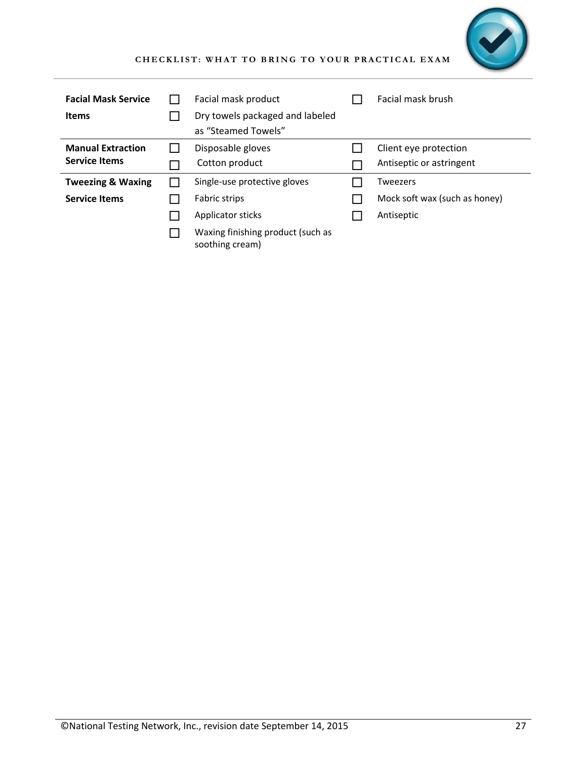| | | | | |
|---|---|---|---|---|
| **Facial Mask Service Items** | ☐ | Facial mask product | ☐ | Facial mask brush |
| | ☐ | Dry towels packaged and labeled as "Steamed Towels" | | |
| **Manual Extraction Service Items** | ☐ | Disposable gloves | ☐ | Client eye protection |
| | ☐ | Cotton product | ☐ | Antiseptic or astringent |
| **Tweezing & Waxing Service Items** | ☐ | Single-use protective gloves | ☐ | Tweezers |
| | ☐ | Fabric strips | ☐ | Mock soft wax (such as honey) |
| | ☐ | Applicator sticks | ☐ | Antiseptic |
| | ☐ | Waxing finishing product (such as soothing cream) | | |